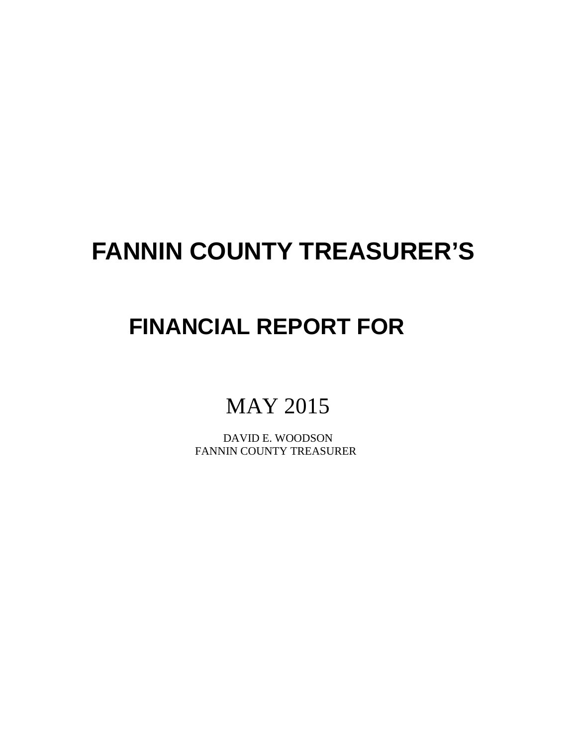# FANNIN COUNTY TREASURER'S

## FINANCIAL REPORT FOR

MAY 2015

DAVID E. WOODSON
FANNIN COUNTY TREASURER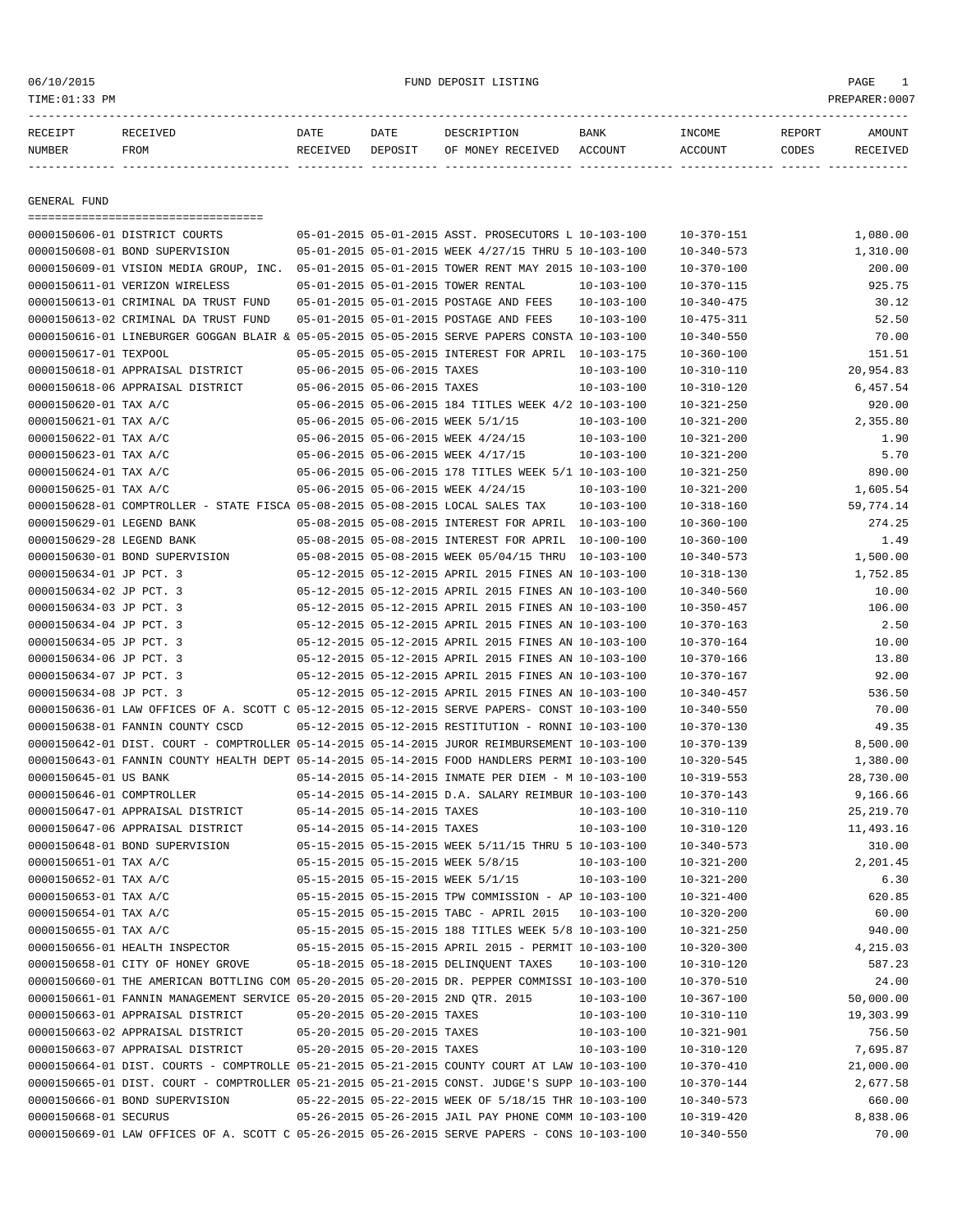06/10/2015 FUND DEPOSIT LISTING

TIME:01:33 PM PREPARER:0007

| RECEIPT NUMBER | RECEIVED FROM | DATE RECEIVED | DATE DEPOSIT | DESCRIPTION OF MONEY RECEIVED | BANK ACCOUNT | INCOME ACCOUNT | REPORT CODES | AMOUNT RECEIVED |
|---|---|---|---|---|---|---|---|---|

GENERAL FUND

| RECEIPT NUMBER | RECEIVED FROM | DATE RECEIVED | DATE DEPOSIT | DESCRIPTION OF MONEY RECEIVED | BANK ACCOUNT | INCOME ACCOUNT | REPORT CODES | AMOUNT RECEIVED |
|---|---|---|---|---|---|---|---|---|
| 0000150606-01 | DISTRICT COURTS | 05-01-2015 | 05-01-2015 | ASST. PROSECUTORS L | 10-103-100 | 10-370-151 | | 1,080.00 |
| 0000150608-01 | BOND SUPERVISION | 05-01-2015 | 05-01-2015 | WEEK 4/27/15 THRU 5 | 10-103-100 | 10-340-573 | | 1,310.00 |
| 0000150609-01 | VISION MEDIA GROUP, INC. | 05-01-2015 | 05-01-2015 | TOWER RENT MAY 2015 | 10-103-100 | 10-370-100 | | 200.00 |
| 0000150611-01 | VERIZON WIRELESS | 05-01-2015 | 05-01-2015 | TOWER RENTAL | 10-103-100 | 10-370-115 | | 925.75 |
| 0000150613-01 | CRIMINAL DA TRUST FUND | 05-01-2015 | 05-01-2015 | POSTAGE AND FEES | 10-103-100 | 10-340-475 | | 30.12 |
| 0000150613-02 | CRIMINAL DA TRUST FUND | 05-01-2015 | 05-01-2015 | POSTAGE AND FEES | 10-103-100 | 10-475-311 | | 52.50 |
| 0000150616-01 | LINEBURGER GOGGAN BLAIR & | 05-05-2015 | 05-05-2015 | SERVE PAPERS CONSTA | 10-103-100 | 10-340-550 | | 70.00 |
| 0000150617-01 | TEXPOOL | 05-05-2015 | 05-05-2015 | INTEREST FOR APRIL | 10-103-175 | 10-360-100 | | 151.51 |
| 0000150618-01 | APPRAISAL DISTRICT | 05-06-2015 | 05-06-2015 | TAXES | 10-103-100 | 10-310-110 | | 20,954.83 |
| 0000150618-06 | APPRAISAL DISTRICT | 05-06-2015 | 05-06-2015 | TAXES | 10-103-100 | 10-310-120 | | 6,457.54 |
| 0000150620-01 | TAX A/C | 05-06-2015 | 05-06-2015 | 184 TITLES WEEK 4/2 | 10-103-100 | 10-321-250 | | 920.00 |
| 0000150621-01 | TAX A/C | 05-06-2015 | 05-06-2015 | WEEK 5/1/15 | 10-103-100 | 10-321-200 | | 2,355.80 |
| 0000150622-01 | TAX A/C | 05-06-2015 | 05-06-2015 | WEEK 4/24/15 | 10-103-100 | 10-321-200 | | 1.90 |
| 0000150623-01 | TAX A/C | 05-06-2015 | 05-06-2015 | WEEK 4/17/15 | 10-103-100 | 10-321-200 | | 5.70 |
| 0000150624-01 | TAX A/C | 05-06-2015 | 05-06-2015 | 178 TITLES WEEK 5/1 | 10-103-100 | 10-321-250 | | 890.00 |
| 0000150625-01 | TAX A/C | 05-06-2015 | 05-06-2015 | WEEK 4/24/15 | 10-103-100 | 10-321-200 | | 1,605.54 |
| 0000150628-01 | COMPTROLLER - STATE FISCA | 05-08-2015 | 05-08-2015 | LOCAL SALES TAX | 10-103-100 | 10-318-160 | | 59,774.14 |
| 0000150629-01 | LEGEND BANK | 05-08-2015 | 05-08-2015 | INTEREST FOR APRIL | 10-103-100 | 10-360-100 | | 274.25 |
| 0000150629-28 | LEGEND BANK | 05-08-2015 | 05-08-2015 | INTEREST FOR APRIL | 10-100-100 | 10-360-100 | | 1.49 |
| 0000150630-01 | BOND SUPERVISION | 05-08-2015 | 05-08-2015 | WEEK 05/04/15 THRU | 10-103-100 | 10-340-573 | | 1,500.00 |
| 0000150634-01 | JP PCT. 3 | 05-12-2015 | 05-12-2015 | APRIL 2015 FINES AN | 10-103-100 | 10-318-130 | | 1,752.85 |
| 0000150634-02 | JP PCT. 3 | 05-12-2015 | 05-12-2015 | APRIL 2015 FINES AN | 10-103-100 | 10-340-560 | | 10.00 |
| 0000150634-03 | JP PCT. 3 | 05-12-2015 | 05-12-2015 | APRIL 2015 FINES AN | 10-103-100 | 10-350-457 | | 106.00 |
| 0000150634-04 | JP PCT. 3 | 05-12-2015 | 05-12-2015 | APRIL 2015 FINES AN | 10-103-100 | 10-370-163 | | 2.50 |
| 0000150634-05 | JP PCT. 3 | 05-12-2015 | 05-12-2015 | APRIL 2015 FINES AN | 10-103-100 | 10-370-164 | | 10.00 |
| 0000150634-06 | JP PCT. 3 | 05-12-2015 | 05-12-2015 | APRIL 2015 FINES AN | 10-103-100 | 10-370-166 | | 13.80 |
| 0000150634-07 | JP PCT. 3 | 05-12-2015 | 05-12-2015 | APRIL 2015 FINES AN | 10-103-100 | 10-370-167 | | 92.00 |
| 0000150634-08 | JP PCT. 3 | 05-12-2015 | 05-12-2015 | APRIL 2015 FINES AN | 10-103-100 | 10-340-457 | | 536.50 |
| 0000150636-01 | LAW OFFICES OF A. SCOTT C | 05-12-2015 | 05-12-2015 | SERVE PAPERS- CONST | 10-103-100 | 10-340-550 | | 70.00 |
| 0000150638-01 | FANNIN COUNTY CSCD | 05-12-2015 | 05-12-2015 | RESTITUTION - RONNI | 10-103-100 | 10-370-130 | | 49.35 |
| 0000150642-01 | DIST. COURT - COMPTROLLER | 05-14-2015 | 05-14-2015 | JUROR REIMBURSEMENT | 10-103-100 | 10-370-139 | | 8,500.00 |
| 0000150643-01 | FANNIN COUNTY HEALTH DEPT | 05-14-2015 | 05-14-2015 | FOOD HANDLERS PERMI | 10-103-100 | 10-320-545 | | 1,380.00 |
| 0000150645-01 | US BANK | 05-14-2015 | 05-14-2015 | INMATE PER DIEM - M | 10-103-100 | 10-319-553 | | 28,730.00 |
| 0000150646-01 | COMPTROLLER | 05-14-2015 | 05-14-2015 | D.A. SALARY REIMBUR | 10-103-100 | 10-370-143 | | 9,166.66 |
| 0000150647-01 | APPRAISAL DISTRICT | 05-14-2015 | 05-14-2015 | TAXES | 10-103-100 | 10-310-110 | | 25,219.70 |
| 0000150647-06 | APPRAISAL DISTRICT | 05-14-2015 | 05-14-2015 | TAXES | 10-103-100 | 10-310-120 | | 11,493.16 |
| 0000150648-01 | BOND SUPERVISION | 05-15-2015 | 05-15-2015 | WEEK 5/11/15 THRU 5 | 10-103-100 | 10-340-573 | | 310.00 |
| 0000150651-01 | TAX A/C | 05-15-2015 | 05-15-2015 | WEEK 5/8/15 | 10-103-100 | 10-321-200 | | 2,201.45 |
| 0000150652-01 | TAX A/C | 05-15-2015 | 05-15-2015 | WEEK 5/1/15 | 10-103-100 | 10-321-200 | | 6.30 |
| 0000150653-01 | TAX A/C | 05-15-2015 | 05-15-2015 | TPW COMMISSION - AP | 10-103-100 | 10-321-400 | | 620.85 |
| 0000150654-01 | TAX A/C | 05-15-2015 | 05-15-2015 | TABC - APRIL 2015 | 10-103-100 | 10-320-200 | | 60.00 |
| 0000150655-01 | TAX A/C | 05-15-2015 | 05-15-2015 | 188 TITLES WEEK 5/8 | 10-103-100 | 10-321-250 | | 940.00 |
| 0000150656-01 | HEALTH INSPECTOR | 05-15-2015 | 05-15-2015 | APRIL 2015 - PERMIT | 10-103-100 | 10-320-300 | | 4,215.03 |
| 0000150658-01 | CITY OF HONEY GROVE | 05-18-2015 | 05-18-2015 | DELINQUENT TAXES | 10-103-100 | 10-310-120 | | 587.23 |
| 0000150660-01 | THE AMERICAN BOTTLING COM | 05-20-2015 | 05-20-2015 | DR. PEPPER COMMISSI | 10-103-100 | 10-370-510 | | 24.00 |
| 0000150661-01 | FANNIN MANAGEMENT SERVICE | 05-20-2015 | 05-20-2015 | 2ND QTR. 2015 | 10-103-100 | 10-367-100 | | 50,000.00 |
| 0000150663-01 | APPRAISAL DISTRICT | 05-20-2015 | 05-20-2015 | TAXES | 10-103-100 | 10-310-110 | | 19,303.99 |
| 0000150663-02 | APPRAISAL DISTRICT | 05-20-2015 | 05-20-2015 | TAXES | 10-103-100 | 10-321-901 | | 756.50 |
| 0000150663-07 | APPRAISAL DISTRICT | 05-20-2015 | 05-20-2015 | TAXES | 10-103-100 | 10-310-120 | | 7,695.87 |
| 0000150664-01 | DIST. COURTS - COMPTROLLE | 05-21-2015 | 05-21-2015 | COUNTY COURT AT LAW | 10-103-100 | 10-370-410 | | 21,000.00 |
| 0000150665-01 | DIST. COURT - COMPTROLLER | 05-21-2015 | 05-21-2015 | CONST. JUDGE'S SUPP | 10-103-100 | 10-370-144 | | 2,677.58 |
| 0000150666-01 | BOND SUPERVISION | 05-22-2015 | 05-22-2015 | WEEK OF 5/18/15 THR | 10-103-100 | 10-340-573 | | 660.00 |
| 0000150668-01 | SECURUS | 05-26-2015 | 05-26-2015 | JAIL PAY PHONE COMM | 10-103-100 | 10-319-420 | | 8,838.06 |
| 0000150669-01 | LAW OFFICES OF A. SCOTT C | 05-26-2015 | 05-26-2015 | SERVE PAPERS - CONS | 10-103-100 | 10-340-550 | | 70.00 |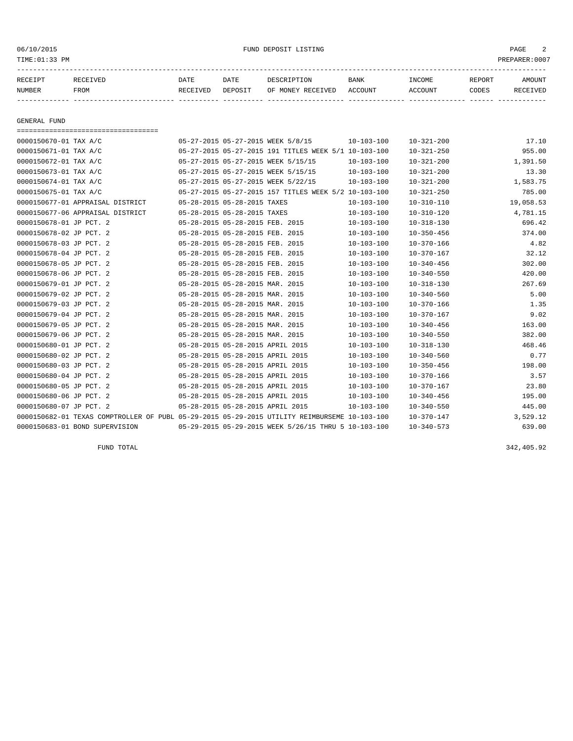FUND DEPOSIT LISTING

06/10/2015
TIME:01:33 PM
PREPARER:0007

| RECEIPT NUMBER | RECEIVED FROM | DATE RECEIVED | DATE DEPOSIT | DESCRIPTION OF MONEY RECEIVED | BANK ACCOUNT | INCOME ACCOUNT | REPORT CODES | AMOUNT RECEIVED |
|---|---|---|---|---|---|---|---|---|

## GENERAL FUND

| RECEIPT NUMBER | RECEIVED FROM | DATE RECEIVED | DATE DEPOSIT | DESCRIPTION OF MONEY RECEIVED | BANK ACCOUNT | INCOME ACCOUNT | REPORT CODES | AMOUNT RECEIVED |
|---|---|---|---|---|---|---|---|---|
| 0000150670-01 | TAX A/C | 05-27-2015 | 05-27-2015 | WEEK 5/8/15 | 10-103-100 | 10-321-200 | | 17.10 |
| 0000150671-01 | TAX A/C | 05-27-2015 | 05-27-2015 | 191 TITLES WEEK 5/1 | 10-103-100 | 10-321-250 | | 955.00 |
| 0000150672-01 | TAX A/C | 05-27-2015 | 05-27-2015 | WEEK 5/15/15 | 10-103-100 | 10-321-200 | | 1,391.50 |
| 0000150673-01 | TAX A/C | 05-27-2015 | 05-27-2015 | WEEK 5/15/15 | 10-103-100 | 10-321-200 | | 13.30 |
| 0000150674-01 | TAX A/C | 05-27-2015 | 05-27-2015 | WEEK 5/22/15 | 10-103-100 | 10-321-200 | | 1,583.75 |
| 0000150675-01 | TAX A/C | 05-27-2015 | 05-27-2015 | 157 TITLES WEEK 5/2 | 10-103-100 | 10-321-250 | | 785.00 |
| 0000150677-01 | APPRAISAL DISTRICT | 05-28-2015 | 05-28-2015 | TAXES | 10-103-100 | 10-310-110 | | 19,058.53 |
| 0000150677-06 | APPRAISAL DISTRICT | 05-28-2015 | 05-28-2015 | TAXES | 10-103-100 | 10-310-120 | | 4,781.15 |
| 0000150678-01 | JP PCT. 2 | 05-28-2015 | 05-28-2015 | FEB. 2015 | 10-103-100 | 10-318-130 | | 696.42 |
| 0000150678-02 | JP PCT. 2 | 05-28-2015 | 05-28-2015 | FEB. 2015 | 10-103-100 | 10-350-456 | | 374.00 |
| 0000150678-03 | JP PCT. 2 | 05-28-2015 | 05-28-2015 | FEB. 2015 | 10-103-100 | 10-370-166 | | 4.82 |
| 0000150678-04 | JP PCT. 2 | 05-28-2015 | 05-28-2015 | FEB. 2015 | 10-103-100 | 10-370-167 | | 32.12 |
| 0000150678-05 | JP PCT. 2 | 05-28-2015 | 05-28-2015 | FEB. 2015 | 10-103-100 | 10-340-456 | | 302.00 |
| 0000150678-06 | JP PCT. 2 | 05-28-2015 | 05-28-2015 | FEB. 2015 | 10-103-100 | 10-340-550 | | 420.00 |
| 0000150679-01 | JP PCT. 2 | 05-28-2015 | 05-28-2015 | MAR. 2015 | 10-103-100 | 10-318-130 | | 267.69 |
| 0000150679-02 | JP PCT. 2 | 05-28-2015 | 05-28-2015 | MAR. 2015 | 10-103-100 | 10-340-560 | | 5.00 |
| 0000150679-03 | JP PCT. 2 | 05-28-2015 | 05-28-2015 | MAR. 2015 | 10-103-100 | 10-370-166 | | 1.35 |
| 0000150679-04 | JP PCT. 2 | 05-28-2015 | 05-28-2015 | MAR. 2015 | 10-103-100 | 10-370-167 | | 9.02 |
| 0000150679-05 | JP PCT. 2 | 05-28-2015 | 05-28-2015 | MAR. 2015 | 10-103-100 | 10-340-456 | | 163.00 |
| 0000150679-06 | JP PCT. 2 | 05-28-2015 | 05-28-2015 | MAR. 2015 | 10-103-100 | 10-340-550 | | 382.00 |
| 0000150680-01 | JP PCT. 2 | 05-28-2015 | 05-28-2015 | APRIL 2015 | 10-103-100 | 10-318-130 | | 468.46 |
| 0000150680-02 | JP PCT. 2 | 05-28-2015 | 05-28-2015 | APRIL 2015 | 10-103-100 | 10-340-560 | | 0.77 |
| 0000150680-03 | JP PCT. 2 | 05-28-2015 | 05-28-2015 | APRIL 2015 | 10-103-100 | 10-350-456 | | 198.00 |
| 0000150680-04 | JP PCT. 2 | 05-28-2015 | 05-28-2015 | APRIL 2015 | 10-103-100 | 10-370-166 | | 3.57 |
| 0000150680-05 | JP PCT. 2 | 05-28-2015 | 05-28-2015 | APRIL 2015 | 10-103-100 | 10-370-167 | | 23.80 |
| 0000150680-06 | JP PCT. 2 | 05-28-2015 | 05-28-2015 | APRIL 2015 | 10-103-100 | 10-340-456 | | 195.00 |
| 0000150680-07 | JP PCT. 2 | 05-28-2015 | 05-28-2015 | APRIL 2015 | 10-103-100 | 10-340-550 | | 445.00 |
| 0000150682-01 | TEXAS COMPTROLLER OF PUBL | 05-29-2015 | 05-29-2015 | UTILITY REIMBURSEME | 10-103-100 | 10-370-147 | | 3,529.12 |
| 0000150683-01 | BOND SUPERVISION | 05-29-2015 | 05-29-2015 | WEEK 5/26/15 THRU 5 | 10-103-100 | 10-340-573 | | 639.00 |

FUND TOTAL 342,405.92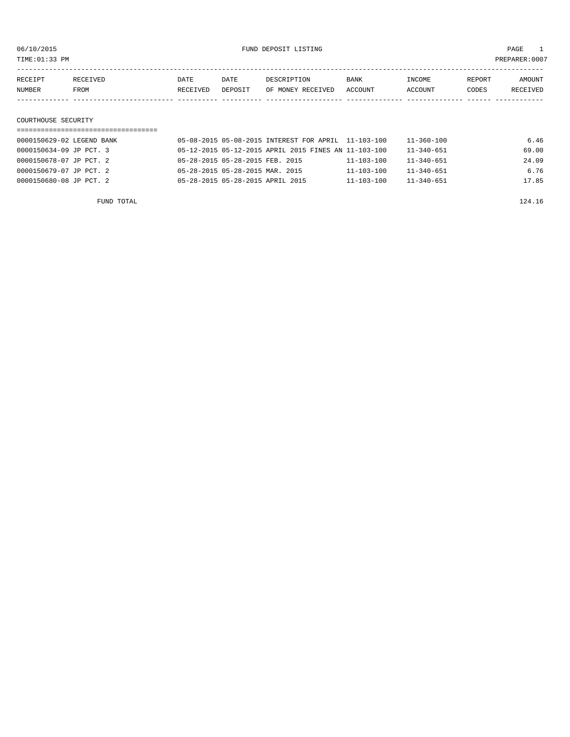06/10/2015 FUND DEPOSIT LISTING

TIME:01:33 PM PREPARER:0007

| RECEIPT NUMBER | RECEIVED FROM | DATE RECEIVED | DATE DEPOSIT | DESCRIPTION OF MONEY RECEIVED | BANK ACCOUNT | INCOME ACCOUNT | REPORT CODES | AMOUNT RECEIVED |
|---|---|---|---|---|---|---|---|---|

## COURTHOUSE SECURITY

| RECEIPT NUMBER | RECEIVED FROM | DATE RECEIVED | DATE DEPOSIT | DESCRIPTION OF MONEY RECEIVED | BANK ACCOUNT | INCOME ACCOUNT | REPORT CODES | AMOUNT RECEIVED |
|---|---|---|---|---|---|---|---|---|
| 0000150629-02 | LEGEND BANK | 05-08-2015 | 05-08-2015 | INTEREST FOR APRIL | 11-103-100 | 11-360-100 | | 6.46 |
| 0000150634-09 | JP PCT. 3 | 05-12-2015 | 05-12-2015 | APRIL 2015 FINES AN | 11-103-100 | 11-340-651 | | 69.00 |
| 0000150678-07 | JP PCT. 2 | 05-28-2015 | 05-28-2015 | FEB. 2015 | 11-103-100 | 11-340-651 | | 24.09 |
| 0000150679-07 | JP PCT. 2 | 05-28-2015 | 05-28-2015 | MAR. 2015 | 11-103-100 | 11-340-651 | | 6.76 |
| 0000150680-08 | JP PCT. 2 | 05-28-2015 | 05-28-2015 | APRIL 2015 | 11-103-100 | 11-340-651 | | 17.85 |

FUND TOTAL 124.16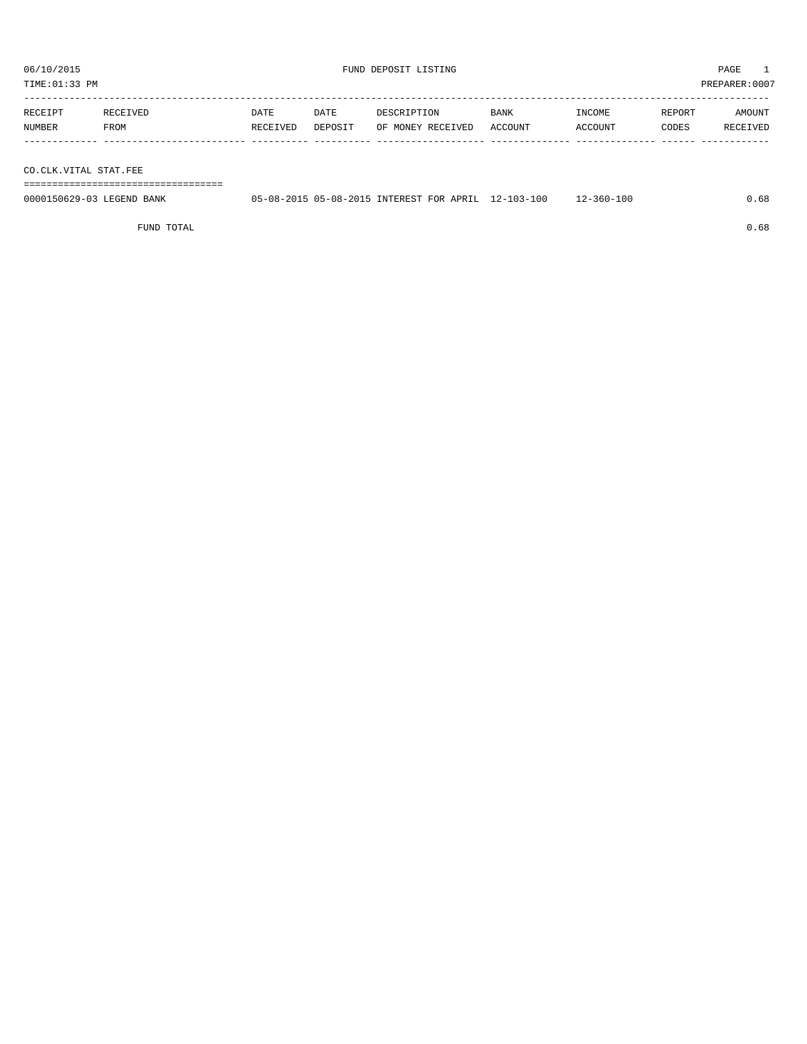06/10/2015 FUND DEPOSIT LISTING

TIME:01:33 PM PREPARER:0007

| RECEIPT NUMBER | RECEIVED FROM | DATE RECEIVED | DATE DEPOSIT | DESCRIPTION OF MONEY RECEIVED | BANK ACCOUNT | INCOME ACCOUNT | REPORT CODES | AMOUNT RECEIVED |
|---|---|---|---|---|---|---|---|---|
| **CO.CLK.VITAL STAT.FEE** | | | | | | | | |
| 0000150629-03 | LEGEND BANK | 05-08-2015 | 05-08-2015 | INTEREST FOR APRIL | 12-103-100 | 12-360-100 | | 0.68 |
| | FUND TOTAL | | | | | | | 0.68 |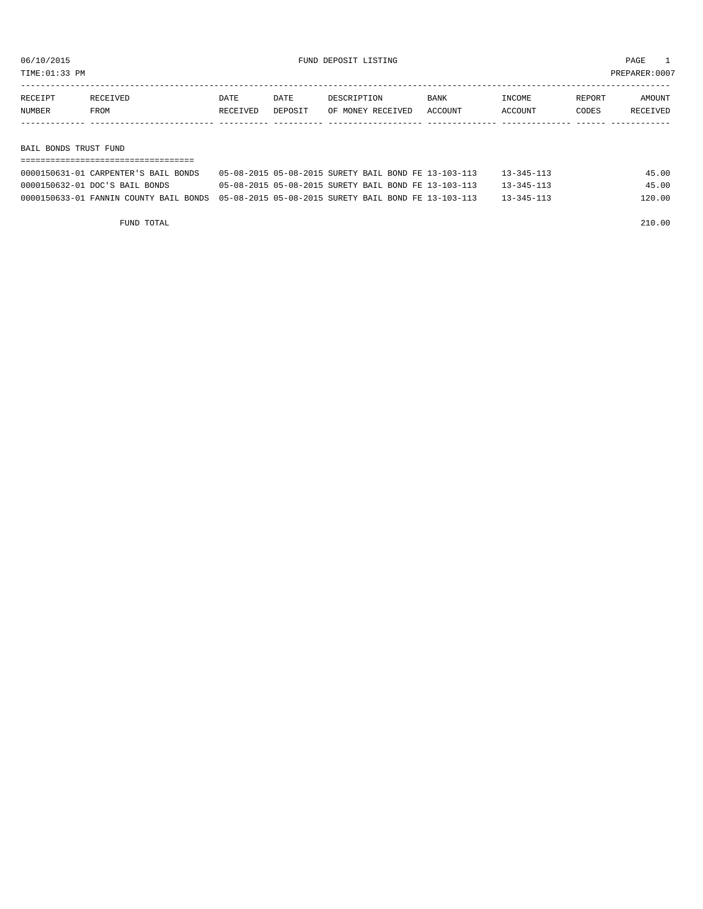06/10/2015 FUND DEPOSIT LISTING PAGE 1

TIME:01:33 PM PREPARER:0007

| RECEIPT NUMBER | RECEIVED FROM | DATE RECEIVED | DATE DEPOSIT | DESCRIPTION OF MONEY RECEIVED | BANK ACCOUNT | INCOME ACCOUNT | REPORT CODES | AMOUNT RECEIVED |
|---|---|---|---|---|---|---|---|---|

## BAIL BONDS TRUST FUND

| RECEIPT NUMBER | RECEIVED FROM | DATE RECEIVED | DATE DEPOSIT | DESCRIPTION OF MONEY RECEIVED | BANK ACCOUNT | INCOME ACCOUNT | REPORT CODES | AMOUNT RECEIVED |
|---|---|---|---|---|---|---|---|---|
| 0000150631-01 | CARPENTER'S BAIL BONDS | 05-08-2015 | 05-08-2015 | SURETY BAIL BOND FE | 13-103-113 | 13-345-113 | | 45.00 |
| 0000150632-01 | DOC'S BAIL BONDS | 05-08-2015 | 05-08-2015 | SURETY BAIL BOND FE | 13-103-113 | 13-345-113 | | 45.00 |
| 0000150633-01 | FANNIN COUNTY BAIL BONDS | 05-08-2015 | 05-08-2015 | SURETY BAIL BOND FE | 13-103-113 | 13-345-113 | | 120.00 |

FUND TOTAL 210.00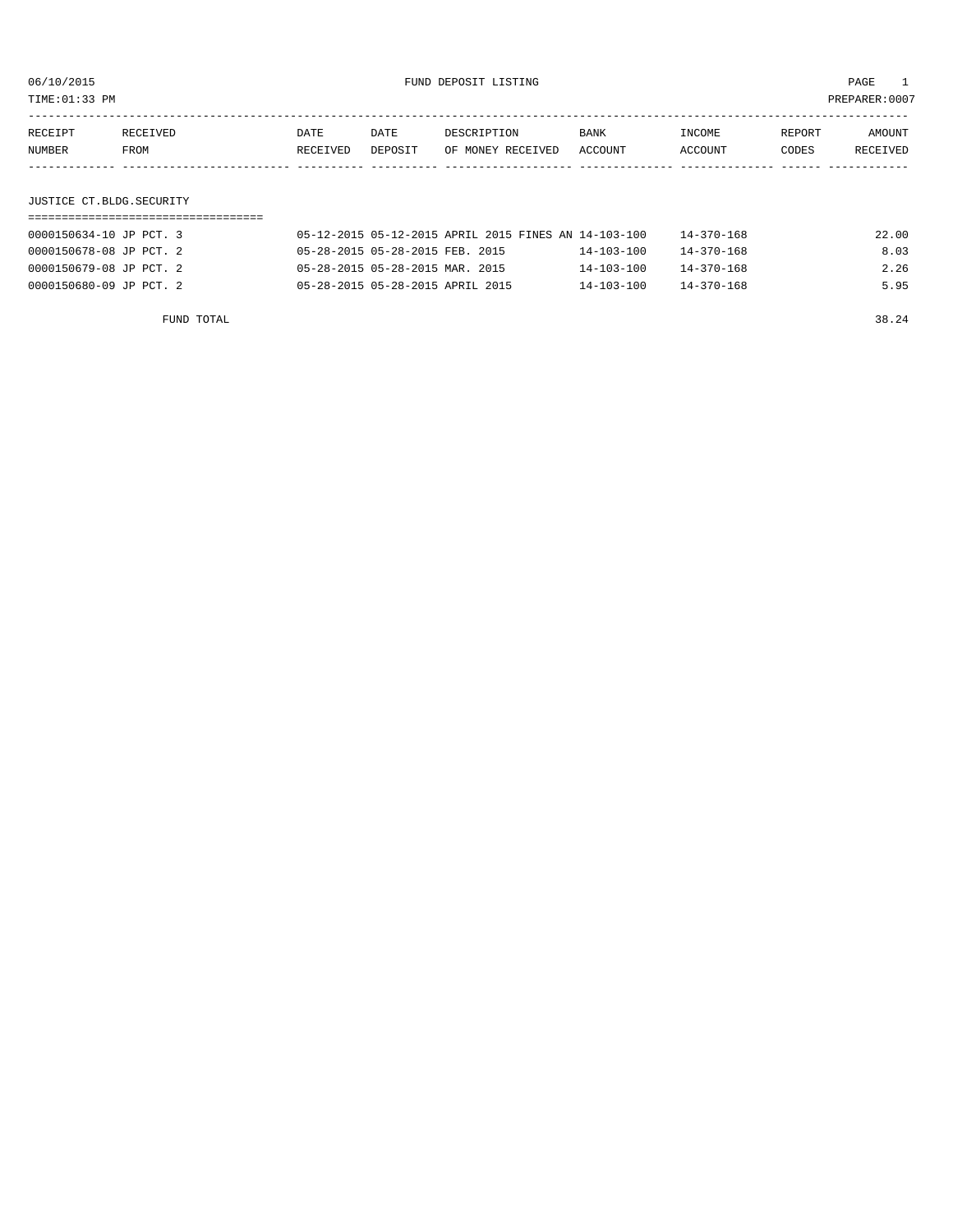06/10/2015 FUND DEPOSIT LISTING PAGE 1

TIME:01:33 PM PREPARER:0007

| RECEIPT NUMBER | RECEIVED FROM | DATE RECEIVED | DATE DEPOSIT | DESCRIPTION OF MONEY RECEIVED | BANK ACCOUNT | INCOME ACCOUNT | REPORT CODES | AMOUNT RECEIVED |
|---|---|---|---|---|---|---|---|---|

## JUSTICE CT.BLDG.SECURITY

| RECEIPT NUMBER | RECEIVED FROM | DATE RECEIVED | DATE DEPOSIT | DESCRIPTION OF MONEY RECEIVED | BANK ACCOUNT | INCOME ACCOUNT | REPORT CODES | AMOUNT RECEIVED |
|---|---|---|---|---|---|---|---|---|
| 0000150634-10 | JP PCT. 3 | 05-12-2015 | 05-12-2015 | APRIL 2015 FINES AN | 14-103-100 | 14-370-168 | | 22.00 |
| 0000150678-08 | JP PCT. 2 | 05-28-2015 | 05-28-2015 | FEB. 2015 | 14-103-100 | 14-370-168 | | 8.03 |
| 0000150679-08 | JP PCT. 2 | 05-28-2015 | 05-28-2015 | MAR. 2015 | 14-103-100 | 14-370-168 | | 2.26 |
| 0000150680-09 | JP PCT. 2 | 05-28-2015 | 05-28-2015 | APRIL 2015 | 14-103-100 | 14-370-168 | | 5.95 |

FUND TOTAL 38.24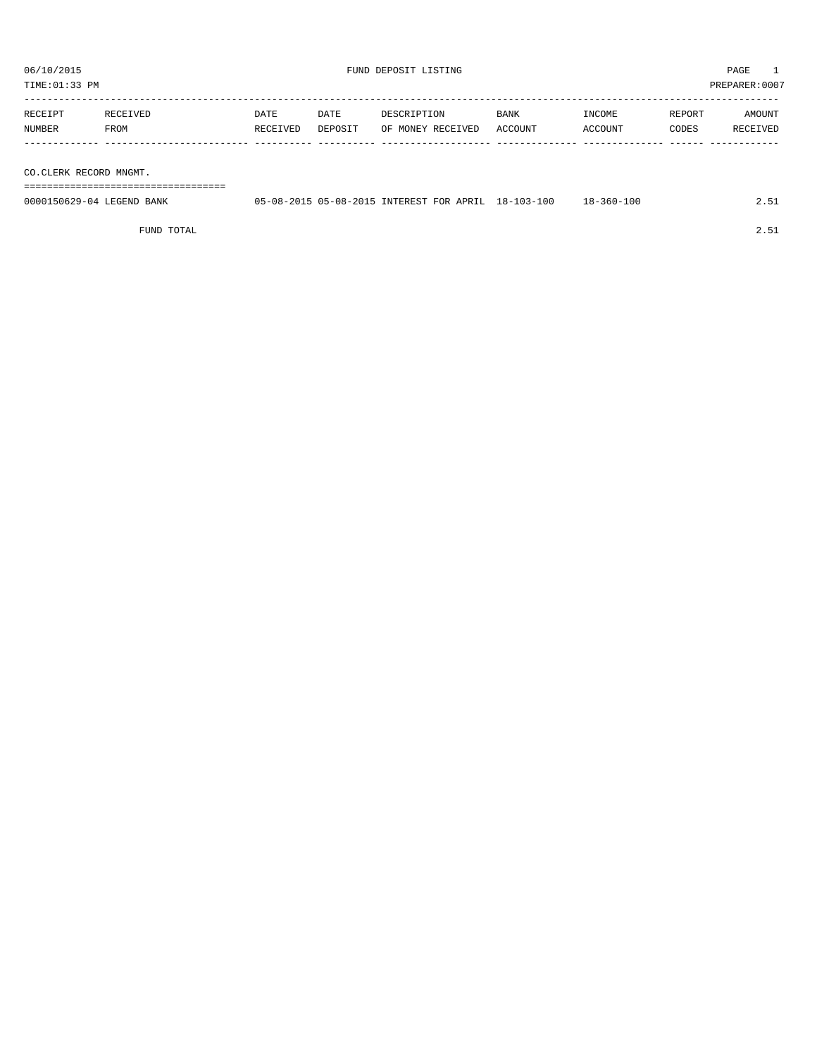06/10/2015 FUND DEPOSIT LISTING PAGE 1

TIME:01:33 PM PREPARER:0007

| RECEIPT NUMBER | RECEIVED FROM | DATE RECEIVED | DATE DEPOSIT | DESCRIPTION OF MONEY RECEIVED | BANK ACCOUNT | INCOME ACCOUNT | REPORT CODES | AMOUNT RECEIVED |
|---|---|---|---|---|---|---|---|---|
| **CO.CLERK RECORD MNGMT.** | | | | | | | | |
| 0000150629-04 | LEGEND BANK | 05-08-2015 | 05-08-2015 | INTEREST FOR APRIL | 18-103-100 | 18-360-100 | | 2.51 |
| | FUND TOTAL | | | | | | | 2.51 |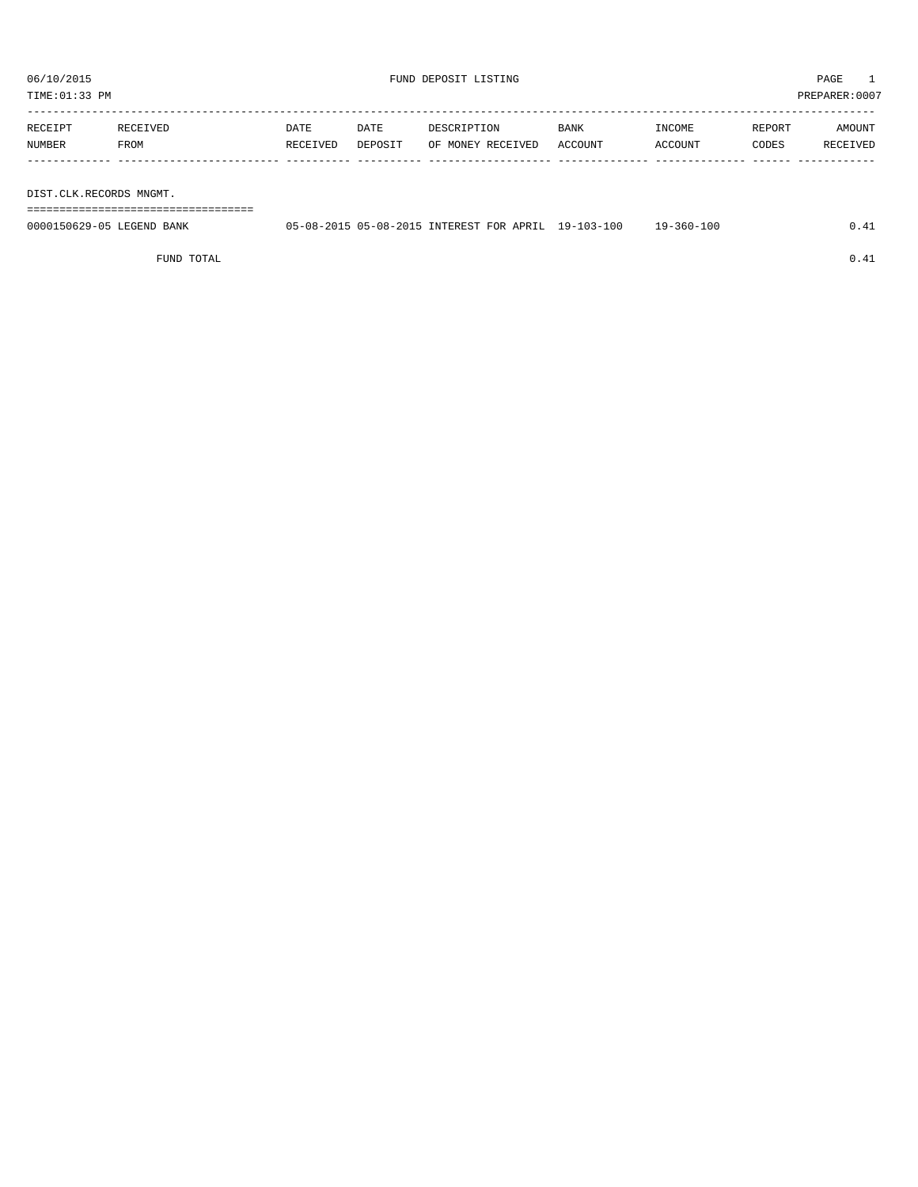06/10/2015 FUND DEPOSIT LISTING PAGE 1

TIME:01:33 PM PREPARER:0007

| RECEIPT NUMBER | RECEIVED FROM | DATE RECEIVED | DATE DEPOSIT | DESCRIPTION OF MONEY RECEIVED | BANK ACCOUNT | INCOME ACCOUNT | REPORT CODES | AMOUNT RECEIVED |
|---|---|---|---|---|---|---|---|---|
| DIST.CLK.RECORDS MNGMT. | | | | | | | | |
| 0000150629-05 | LEGEND BANK | 05-08-2015 | 05-08-2015 | INTEREST FOR APRIL | 19-103-100 | 19-360-100 | | 0.41 |
| | FUND TOTAL | | | | | | | 0.41 |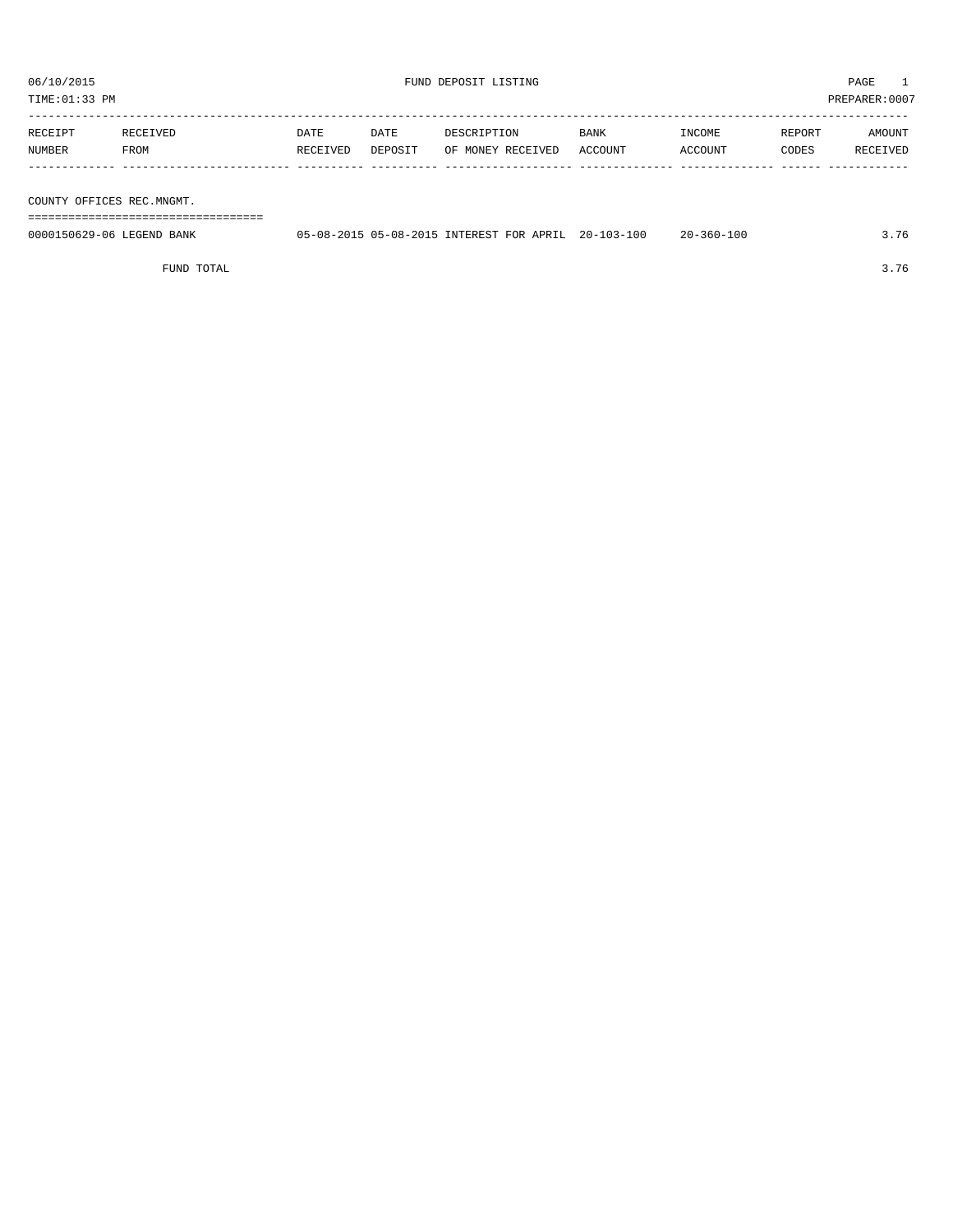06/10/2015 FUND DEPOSIT LISTING PAGE 1

TIME:01:33 PM PREPARER:0007

| RECEIPT NUMBER | RECEIVED FROM | DATE RECEIVED | DATE DEPOSIT | DESCRIPTION OF MONEY RECEIVED | BANK ACCOUNT | INCOME ACCOUNT | REPORT CODES | AMOUNT RECEIVED |
|---|---|---|---|---|---|---|---|---|

## COUNTY OFFICES REC.MNGMT.

| RECEIPT NUMBER | RECEIVED FROM | DATE RECEIVED | DATE DEPOSIT | DESCRIPTION OF MONEY RECEIVED | BANK ACCOUNT | INCOME ACCOUNT | REPORT CODES | AMOUNT RECEIVED |
|---|---|---|---|---|---|---|---|---|
| 0000150629-06 | LEGEND BANK | 05-08-2015 | 05-08-2015 | INTEREST FOR APRIL | 20-103-100 | 20-360-100 | | 3.76 |
| | FUND TOTAL | | | | | | | 3.76 |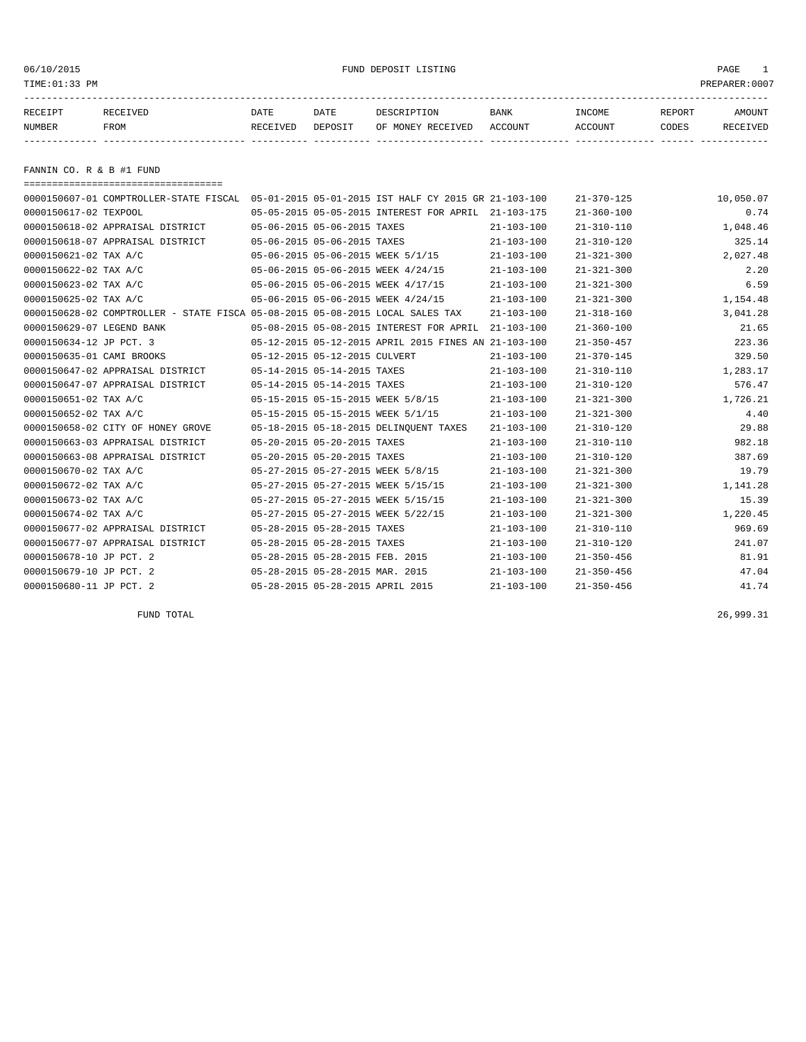06/10/2015 FUND DEPOSIT LISTING PAGE 1
TIME:01:33 PM PREPARER:0007

## FANNIN CO. R & B #1 FUND

| RECEIPT NUMBER | RECEIVED FROM | DATE RECEIVED | DATE DEPOSIT | DESCRIPTION OF MONEY RECEIVED | BANK ACCOUNT | INCOME ACCOUNT | REPORT CODES | AMOUNT RECEIVED |
|---|---|---|---|---|---|---|---|---|
| 0000150607-01 | COMPTROLLER-STATE FISCAL | 05-01-2015 | 05-01-2015 | IST HALF CY 2015 GR | 21-103-100 | 21-370-125 | | 10,050.07 |
| 0000150617-02 | TEXPOOL | 05-05-2015 | 05-05-2015 | INTEREST FOR APRIL | 21-103-175 | 21-360-100 | | 0.74 |
| 0000150618-02 | APPRAISAL DISTRICT | 05-06-2015 | 05-06-2015 | TAXES | 21-103-100 | 21-310-110 | | 1,048.46 |
| 0000150618-07 | APPRAISAL DISTRICT | 05-06-2015 | 05-06-2015 | TAXES | 21-103-100 | 21-310-120 | | 325.14 |
| 0000150621-02 | TAX A/C | 05-06-2015 | 05-06-2015 | WEEK 5/1/15 | 21-103-100 | 21-321-300 | | 2,027.48 |
| 0000150622-02 | TAX A/C | 05-06-2015 | 05-06-2015 | WEEK 4/24/15 | 21-103-100 | 21-321-300 | | 2.20 |
| 0000150623-02 | TAX A/C | 05-06-2015 | 05-06-2015 | WEEK 4/17/15 | 21-103-100 | 21-321-300 | | 6.59 |
| 0000150625-02 | TAX A/C | 05-06-2015 | 05-06-2015 | WEEK 4/24/15 | 21-103-100 | 21-321-300 | | 1,154.48 |
| 0000150628-02 | COMPTROLLER - STATE FISCA | 05-08-2015 | 05-08-2015 | LOCAL SALES TAX | 21-103-100 | 21-318-160 | | 3,041.28 |
| 0000150629-07 | LEGEND BANK | 05-08-2015 | 05-08-2015 | INTEREST FOR APRIL | 21-103-100 | 21-360-100 | | 21.65 |
| 0000150634-12 | JP PCT. 3 | 05-12-2015 | 05-12-2015 | APRIL 2015 FINES AN | 21-103-100 | 21-350-457 | | 223.36 |
| 0000150635-01 | CAMI BROOKS | 05-12-2015 | 05-12-2015 | CULVERT | 21-103-100 | 21-370-145 | | 329.50 |
| 0000150647-02 | APPRAISAL DISTRICT | 05-14-2015 | 05-14-2015 | TAXES | 21-103-100 | 21-310-110 | | 1,283.17 |
| 0000150647-07 | APPRAISAL DISTRICT | 05-14-2015 | 05-14-2015 | TAXES | 21-103-100 | 21-310-120 | | 576.47 |
| 0000150651-02 | TAX A/C | 05-15-2015 | 05-15-2015 | WEEK 5/8/15 | 21-103-100 | 21-321-300 | | 1,726.21 |
| 0000150652-02 | TAX A/C | 05-15-2015 | 05-15-2015 | WEEK 5/1/15 | 21-103-100 | 21-321-300 | | 4.40 |
| 0000150658-02 | CITY OF HONEY GROVE | 05-18-2015 | 05-18-2015 | DELINQUENT TAXES | 21-103-100 | 21-310-120 | | 29.88 |
| 0000150663-03 | APPRAISAL DISTRICT | 05-20-2015 | 05-20-2015 | TAXES | 21-103-100 | 21-310-110 | | 982.18 |
| 0000150663-08 | APPRAISAL DISTRICT | 05-20-2015 | 05-20-2015 | TAXES | 21-103-100 | 21-310-120 | | 387.69 |
| 0000150670-02 | TAX A/C | 05-27-2015 | 05-27-2015 | WEEK 5/8/15 | 21-103-100 | 21-321-300 | | 19.79 |
| 0000150672-02 | TAX A/C | 05-27-2015 | 05-27-2015 | WEEK 5/15/15 | 21-103-100 | 21-321-300 | | 1,141.28 |
| 0000150673-02 | TAX A/C | 05-27-2015 | 05-27-2015 | WEEK 5/15/15 | 21-103-100 | 21-321-300 | | 15.39 |
| 0000150674-02 | TAX A/C | 05-27-2015 | 05-27-2015 | WEEK 5/22/15 | 21-103-100 | 21-321-300 | | 1,220.45 |
| 0000150677-02 | APPRAISAL DISTRICT | 05-28-2015 | 05-28-2015 | TAXES | 21-103-100 | 21-310-110 | | 969.69 |
| 0000150677-07 | APPRAISAL DISTRICT | 05-28-2015 | 05-28-2015 | TAXES | 21-103-100 | 21-310-120 | | 241.07 |
| 0000150678-10 | JP PCT. 2 | 05-28-2015 | 05-28-2015 | FEB. 2015 | 21-103-100 | 21-350-456 | | 81.91 |
| 0000150679-10 | JP PCT. 2 | 05-28-2015 | 05-28-2015 | MAR. 2015 | 21-103-100 | 21-350-456 | | 47.04 |
| 0000150680-11 | JP PCT. 2 | 05-28-2015 | 05-28-2015 | APRIL 2015 | 21-103-100 | 21-350-456 | | 41.74 |

FUND TOTAL 26,999.31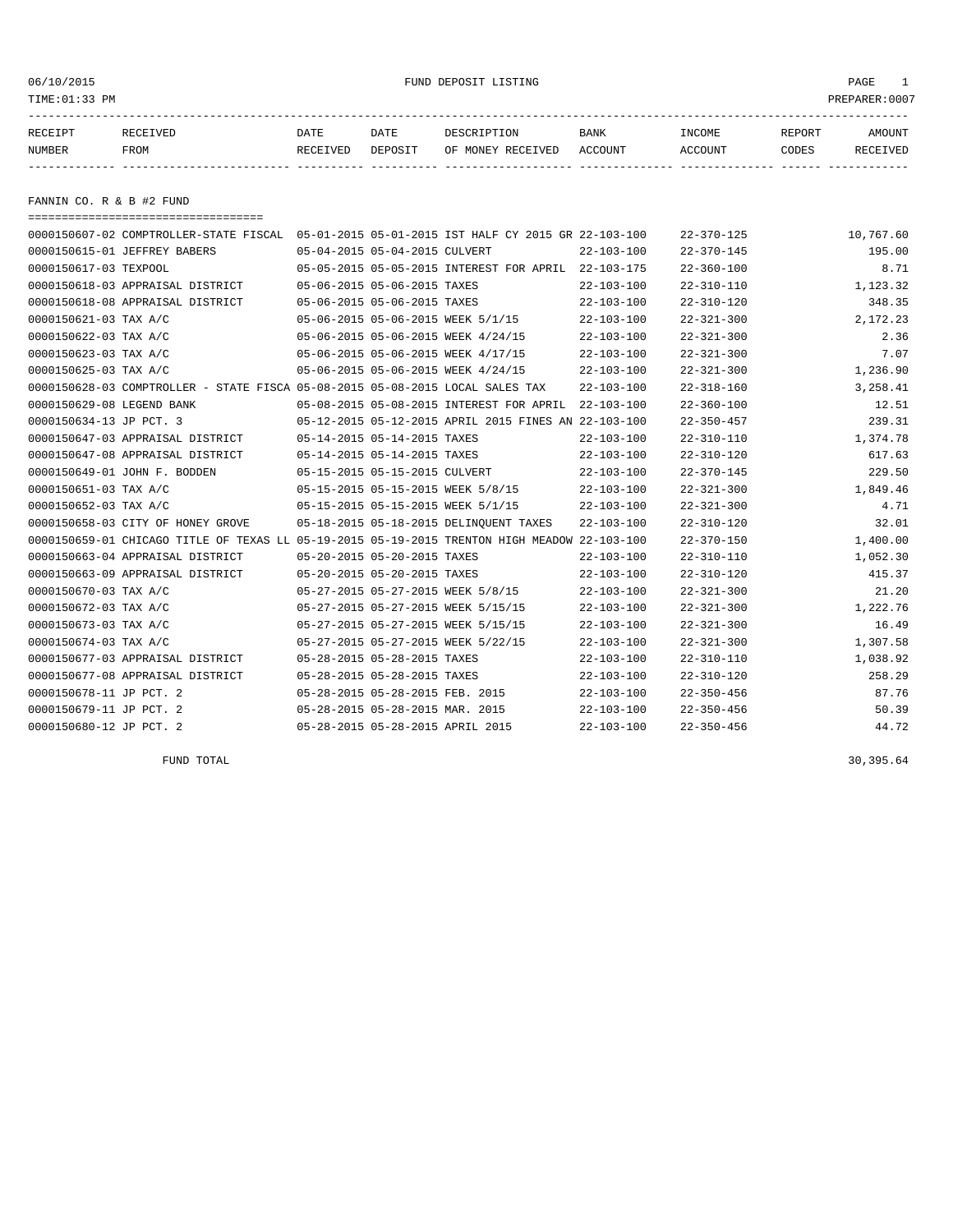06/10/2015 FUND DEPOSIT LISTING

TIME:01:33 PM PREPARER:0007

| RECEIPT NUMBER | RECEIVED FROM | DATE RECEIVED | DATE DEPOSIT | DESCRIPTION OF MONEY RECEIVED | BANK ACCOUNT | INCOME ACCOUNT | REPORT CODES | AMOUNT RECEIVED |
|---|---|---|---|---|---|---|---|---|

## FANNIN CO. R & B #2 FUND

| RECEIPT NUMBER | RECEIVED FROM | DATE RECEIVED | DATE DEPOSIT | DESCRIPTION OF MONEY RECEIVED | BANK ACCOUNT | INCOME ACCOUNT | REPORT CODES | AMOUNT RECEIVED |
|---|---|---|---|---|---|---|---|---|
| 0000150607-02 | COMPTROLLER-STATE FISCAL | 05-01-2015 | 05-01-2015 | IST HALF CY 2015 GR | 22-103-100 | 22-370-125 | | 10,767.60 |
| 0000150615-01 | JEFFREY BABERS | 05-04-2015 | 05-04-2015 | CULVERT | 22-103-100 | 22-370-145 | | 195.00 |
| 0000150617-03 | TEXPOOL | 05-05-2015 | 05-05-2015 | INTEREST FOR APRIL | 22-103-175 | 22-360-100 | | 8.71 |
| 0000150618-03 | APPRAISAL DISTRICT | 05-06-2015 | 05-06-2015 | TAXES | 22-103-100 | 22-310-110 | | 1,123.32 |
| 0000150618-08 | APPRAISAL DISTRICT | 05-06-2015 | 05-06-2015 | TAXES | 22-103-100 | 22-310-120 | | 348.35 |
| 0000150621-03 | TAX A/C | 05-06-2015 | 05-06-2015 | WEEK 5/1/15 | 22-103-100 | 22-321-300 | | 2,172.23 |
| 0000150622-03 | TAX A/C | 05-06-2015 | 05-06-2015 | WEEK 4/24/15 | 22-103-100 | 22-321-300 | | 2.36 |
| 0000150623-03 | TAX A/C | 05-06-2015 | 05-06-2015 | WEEK 4/17/15 | 22-103-100 | 22-321-300 | | 7.07 |
| 0000150625-03 | TAX A/C | 05-06-2015 | 05-06-2015 | WEEK 4/24/15 | 22-103-100 | 22-321-300 | | 1,236.90 |
| 0000150628-03 | COMPTROLLER - STATE FISCA | 05-08-2015 | 05-08-2015 | LOCAL SALES TAX | 22-103-100 | 22-318-160 | | 3,258.41 |
| 0000150629-08 | LEGEND BANK | 05-08-2015 | 05-08-2015 | INTEREST FOR APRIL | 22-103-100 | 22-360-100 | | 12.51 |
| 0000150634-13 | JP PCT. 3 | 05-12-2015 | 05-12-2015 | APRIL 2015 FINES AN | 22-103-100 | 22-350-457 | | 239.31 |
| 0000150647-03 | APPRAISAL DISTRICT | 05-14-2015 | 05-14-2015 | TAXES | 22-103-100 | 22-310-110 | | 1,374.78 |
| 0000150647-08 | APPRAISAL DISTRICT | 05-14-2015 | 05-14-2015 | TAXES | 22-103-100 | 22-310-120 | | 617.63 |
| 0000150649-01 | JOHN F. BODDEN | 05-15-2015 | 05-15-2015 | CULVERT | 22-103-100 | 22-370-145 | | 229.50 |
| 0000150651-03 | TAX A/C | 05-15-2015 | 05-15-2015 | WEEK 5/8/15 | 22-103-100 | 22-321-300 | | 1,849.46 |
| 0000150652-03 | TAX A/C | 05-15-2015 | 05-15-2015 | WEEK 5/1/15 | 22-103-100 | 22-321-300 | | 4.71 |
| 0000150658-03 | CITY OF HONEY GROVE | 05-18-2015 | 05-18-2015 | DELINQUENT TAXES | 22-103-100 | 22-310-120 | | 32.01 |
| 0000150659-01 | CHICAGO TITLE OF TEXAS LL | 05-19-2015 | 05-19-2015 | TRENTON HIGH MEADOW | 22-103-100 | 22-370-150 | | 1,400.00 |
| 0000150663-04 | APPRAISAL DISTRICT | 05-20-2015 | 05-20-2015 | TAXES | 22-103-100 | 22-310-110 | | 1,052.30 |
| 0000150663-09 | APPRAISAL DISTRICT | 05-20-2015 | 05-20-2015 | TAXES | 22-103-100 | 22-310-120 | | 415.37 |
| 0000150670-03 | TAX A/C | 05-27-2015 | 05-27-2015 | WEEK 5/8/15 | 22-103-100 | 22-321-300 | | 21.20 |
| 0000150672-03 | TAX A/C | 05-27-2015 | 05-27-2015 | WEEK 5/15/15 | 22-103-100 | 22-321-300 | | 1,222.76 |
| 0000150673-03 | TAX A/C | 05-27-2015 | 05-27-2015 | WEEK 5/15/15 | 22-103-100 | 22-321-300 | | 16.49 |
| 0000150674-03 | TAX A/C | 05-27-2015 | 05-27-2015 | WEEK 5/22/15 | 22-103-100 | 22-321-300 | | 1,307.58 |
| 0000150677-03 | APPRAISAL DISTRICT | 05-28-2015 | 05-28-2015 | TAXES | 22-103-100 | 22-310-110 | | 1,038.92 |
| 0000150677-08 | APPRAISAL DISTRICT | 05-28-2015 | 05-28-2015 | TAXES | 22-103-100 | 22-310-120 | | 258.29 |
| 0000150678-11 | JP PCT. 2 | 05-28-2015 | 05-28-2015 | FEB. 2015 | 22-103-100 | 22-350-456 | | 87.76 |
| 0000150679-11 | JP PCT. 2 | 05-28-2015 | 05-28-2015 | MAR. 2015 | 22-103-100 | 22-350-456 | | 50.39 |
| 0000150680-12 | JP PCT. 2 | 05-28-2015 | 05-28-2015 | APRIL 2015 | 22-103-100 | 22-350-456 | | 44.72 |

FUND TOTAL 30,395.64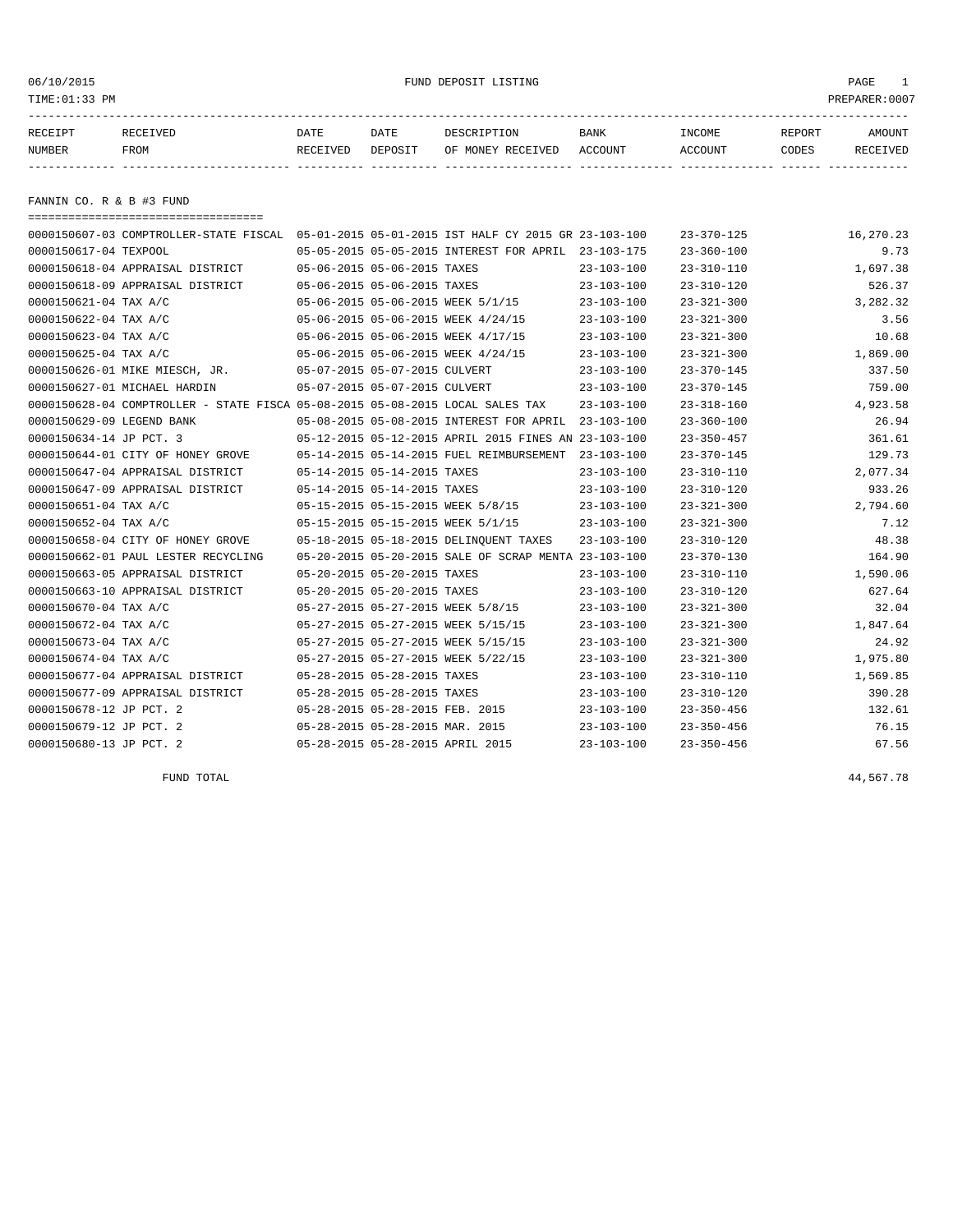06/10/2015 FUND DEPOSIT LISTING PAGE 1

TIME:01:33 PM PREPARER:0007

| RECEIPT NUMBER | RECEIVED FROM | DATE RECEIVED | DATE DEPOSIT | DESCRIPTION OF MONEY RECEIVED | BANK ACCOUNT | INCOME ACCOUNT | REPORT CODES | AMOUNT RECEIVED |
|---|---|---|---|---|---|---|---|---|

## FANNIN CO. R & B #3 FUND

| RECEIPT NUMBER | RECEIVED FROM | DATE RECEIVED | DATE DEPOSIT | DESCRIPTION OF MONEY RECEIVED | BANK ACCOUNT | INCOME ACCOUNT | REPORT CODES | AMOUNT RECEIVED |
|---|---|---|---|---|---|---|---|---|
| 0000150607-03 | COMPTROLLER-STATE FISCAL | 05-01-2015 | 05-01-2015 | IST HALF CY 2015 GR | 23-103-100 | 23-370-125 | | 16,270.23 |
| 0000150617-04 | TEXPOOL | 05-05-2015 | 05-05-2015 | INTEREST FOR APRIL | 23-103-175 | 23-360-100 | | 9.73 |
| 0000150618-04 | APPRAISAL DISTRICT | 05-06-2015 | 05-06-2015 | TAXES | 23-103-100 | 23-310-110 | | 1,697.38 |
| 0000150618-09 | APPRAISAL DISTRICT | 05-06-2015 | 05-06-2015 | TAXES | 23-103-100 | 23-310-120 | | 526.37 |
| 0000150621-04 | TAX A/C | 05-06-2015 | 05-06-2015 | WEEK 5/1/15 | 23-103-100 | 23-321-300 | | 3,282.32 |
| 0000150622-04 | TAX A/C | 05-06-2015 | 05-06-2015 | WEEK 4/24/15 | 23-103-100 | 23-321-300 | | 3.56 |
| 0000150623-04 | TAX A/C | 05-06-2015 | 05-06-2015 | WEEK 4/17/15 | 23-103-100 | 23-321-300 | | 10.68 |
| 0000150625-04 | TAX A/C | 05-06-2015 | 05-06-2015 | WEEK 4/24/15 | 23-103-100 | 23-321-300 | | 1,869.00 |
| 0000150626-01 | MIKE MIESCH, JR. | 05-07-2015 | 05-07-2015 | CULVERT | 23-103-100 | 23-370-145 | | 337.50 |
| 0000150627-01 | MICHAEL HARDIN | 05-07-2015 | 05-07-2015 | CULVERT | 23-103-100 | 23-370-145 | | 759.00 |
| 0000150628-04 | COMPTROLLER - STATE FISCA | 05-08-2015 | 05-08-2015 | LOCAL SALES TAX | 23-103-100 | 23-318-160 | | 4,923.58 |
| 0000150629-09 | LEGEND BANK | 05-08-2015 | 05-08-2015 | INTEREST FOR APRIL | 23-103-100 | 23-360-100 | | 26.94 |
| 0000150634-14 | JP PCT. 3 | 05-12-2015 | 05-12-2015 | APRIL 2015 FINES AN | 23-103-100 | 23-350-457 | | 361.61 |
| 0000150644-01 | CITY OF HONEY GROVE | 05-14-2015 | 05-14-2015 | FUEL REIMBURSEMENT | 23-103-100 | 23-370-145 | | 129.73 |
| 0000150647-04 | APPRAISAL DISTRICT | 05-14-2015 | 05-14-2015 | TAXES | 23-103-100 | 23-310-110 | | 2,077.34 |
| 0000150647-09 | APPRAISAL DISTRICT | 05-14-2015 | 05-14-2015 | TAXES | 23-103-100 | 23-310-120 | | 933.26 |
| 0000150651-04 | TAX A/C | 05-15-2015 | 05-15-2015 | WEEK 5/8/15 | 23-103-100 | 23-321-300 | | 2,794.60 |
| 0000150652-04 | TAX A/C | 05-15-2015 | 05-15-2015 | WEEK 5/1/15 | 23-103-100 | 23-321-300 | | 7.12 |
| 0000150658-04 | CITY OF HONEY GROVE | 05-18-2015 | 05-18-2015 | DELINQUENT TAXES | 23-103-100 | 23-310-120 | | 48.38 |
| 0000150662-01 | PAUL LESTER RECYCLING | 05-20-2015 | 05-20-2015 | SALE OF SCRAP MENTA | 23-103-100 | 23-370-130 | | 164.90 |
| 0000150663-05 | APPRAISAL DISTRICT | 05-20-2015 | 05-20-2015 | TAXES | 23-103-100 | 23-310-110 | | 1,590.06 |
| 0000150663-10 | APPRAISAL DISTRICT | 05-20-2015 | 05-20-2015 | TAXES | 23-103-100 | 23-310-120 | | 627.64 |
| 0000150670-04 | TAX A/C | 05-27-2015 | 05-27-2015 | WEEK 5/8/15 | 23-103-100 | 23-321-300 | | 32.04 |
| 0000150672-04 | TAX A/C | 05-27-2015 | 05-27-2015 | WEEK 5/15/15 | 23-103-100 | 23-321-300 | | 1,847.64 |
| 0000150673-04 | TAX A/C | 05-27-2015 | 05-27-2015 | WEEK 5/15/15 | 23-103-100 | 23-321-300 | | 24.92 |
| 0000150674-04 | TAX A/C | 05-27-2015 | 05-27-2015 | WEEK 5/22/15 | 23-103-100 | 23-321-300 | | 1,975.80 |
| 0000150677-04 | APPRAISAL DISTRICT | 05-28-2015 | 05-28-2015 | TAXES | 23-103-100 | 23-310-110 | | 1,569.85 |
| 0000150677-09 | APPRAISAL DISTRICT | 05-28-2015 | 05-28-2015 | TAXES | 23-103-100 | 23-310-120 | | 390.28 |
| 0000150678-12 | JP PCT. 2 | 05-28-2015 | 05-28-2015 | FEB. 2015 | 23-103-100 | 23-350-456 | | 132.61 |
| 0000150679-12 | JP PCT. 2 | 05-28-2015 | 05-28-2015 | MAR. 2015 | 23-103-100 | 23-350-456 | | 76.15 |
| 0000150680-13 | JP PCT. 2 | 05-28-2015 | 05-28-2015 | APRIL 2015 | 23-103-100 | 23-350-456 | | 67.56 |

FUND TOTAL 44,567.78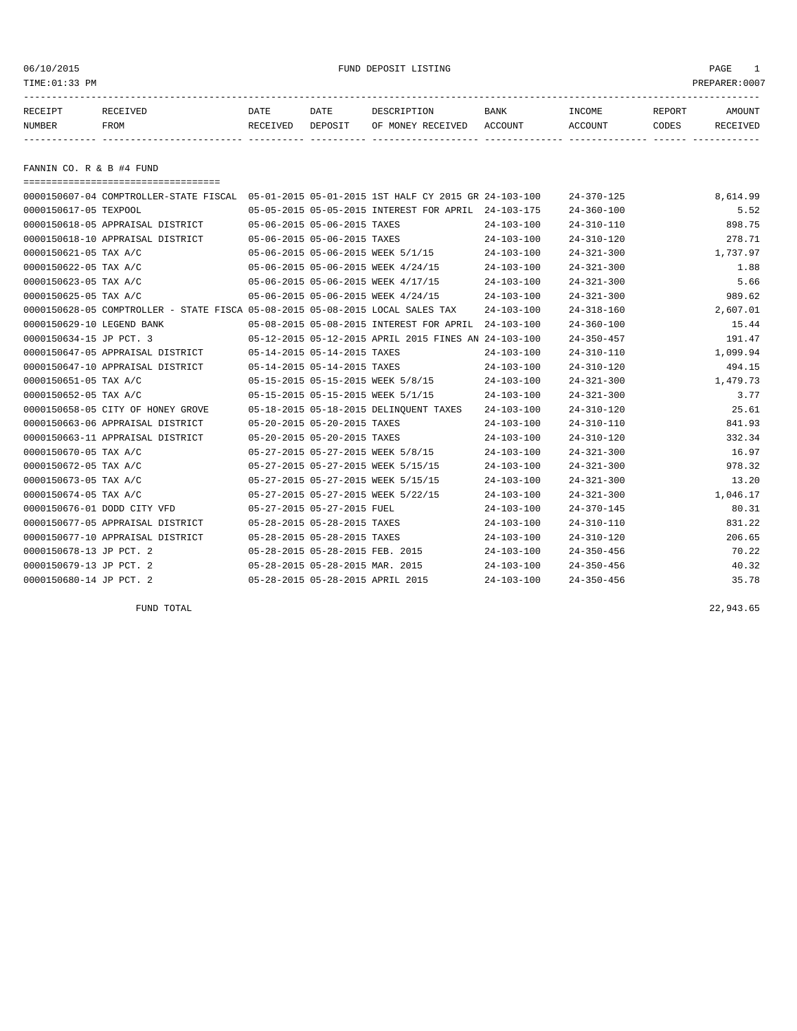06/10/2015 FUND DEPOSIT LISTING

TIME:01:33 PM PREPARER:0007

| RECEIPT NUMBER | RECEIVED FROM | DATE RECEIVED | DATE DEPOSIT | DESCRIPTION OF MONEY RECEIVED | BANK ACCOUNT | INCOME ACCOUNT | REPORT CODES | AMOUNT RECEIVED |
|---|---|---|---|---|---|---|---|---|

## FANNIN CO. R & B #4 FUND

| RECEIPT NUMBER | RECEIVED FROM | DATE RECEIVED | DATE DEPOSIT | DESCRIPTION OF MONEY RECEIVED | BANK ACCOUNT | INCOME ACCOUNT | REPORT CODES | AMOUNT RECEIVED |
|---|---|---|---|---|---|---|---|---|
| 0000150607-04 | COMPTROLLER-STATE FISCAL | 05-01-2015 | 05-01-2015 | 1ST HALF CY 2015 GR | 24-103-100 | 24-370-125 | | 8,614.99 |
| 0000150617-05 | TEXPOOL | 05-05-2015 | 05-05-2015 | INTEREST FOR APRIL | 24-103-175 | 24-360-100 | | 5.52 |
| 0000150618-05 | APPRAISAL DISTRICT | 05-06-2015 | 05-06-2015 | TAXES | 24-103-100 | 24-310-110 | | 898.75 |
| 0000150618-10 | APPRAISAL DISTRICT | 05-06-2015 | 05-06-2015 | TAXES | 24-103-100 | 24-310-120 | | 278.71 |
| 0000150621-05 | TAX A/C | 05-06-2015 | 05-06-2015 | WEEK 5/1/15 | 24-103-100 | 24-321-300 | | 1,737.97 |
| 0000150622-05 | TAX A/C | 05-06-2015 | 05-06-2015 | WEEK 4/24/15 | 24-103-100 | 24-321-300 | | 1.88 |
| 0000150623-05 | TAX A/C | 05-06-2015 | 05-06-2015 | WEEK 4/17/15 | 24-103-100 | 24-321-300 | | 5.66 |
| 0000150625-05 | TAX A/C | 05-06-2015 | 05-06-2015 | WEEK 4/24/15 | 24-103-100 | 24-321-300 | | 989.62 |
| 0000150628-05 | COMPTROLLER - STATE FISCA | 05-08-2015 | 05-08-2015 | LOCAL SALES TAX | 24-103-100 | 24-318-160 | | 2,607.01 |
| 0000150629-10 | LEGEND BANK | 05-08-2015 | 05-08-2015 | INTEREST FOR APRIL | 24-103-100 | 24-360-100 | | 15.44 |
| 0000150634-15 | JP PCT. 3 | 05-12-2015 | 05-12-2015 | APRIL 2015 FINES AN | 24-103-100 | 24-350-457 | | 191.47 |
| 0000150647-05 | APPRAISAL DISTRICT | 05-14-2015 | 05-14-2015 | TAXES | 24-103-100 | 24-310-110 | | 1,099.94 |
| 0000150647-10 | APPRAISAL DISTRICT | 05-14-2015 | 05-14-2015 | TAXES | 24-103-100 | 24-310-120 | | 494.15 |
| 0000150651-05 | TAX A/C | 05-15-2015 | 05-15-2015 | WEEK 5/8/15 | 24-103-100 | 24-321-300 | | 1,479.73 |
| 0000150652-05 | TAX A/C | 05-15-2015 | 05-15-2015 | WEEK 5/1/15 | 24-103-100 | 24-321-300 | | 3.77 |
| 0000150658-05 | CITY OF HONEY GROVE | 05-18-2015 | 05-18-2015 | DELINQUENT TAXES | 24-103-100 | 24-310-120 | | 25.61 |
| 0000150663-06 | APPRAISAL DISTRICT | 05-20-2015 | 05-20-2015 | TAXES | 24-103-100 | 24-310-110 | | 841.93 |
| 0000150663-11 | APPRAISAL DISTRICT | 05-20-2015 | 05-20-2015 | TAXES | 24-103-100 | 24-310-120 | | 332.34 |
| 0000150670-05 | TAX A/C | 05-27-2015 | 05-27-2015 | WEEK 5/8/15 | 24-103-100 | 24-321-300 | | 16.97 |
| 0000150672-05 | TAX A/C | 05-27-2015 | 05-27-2015 | WEEK 5/15/15 | 24-103-100 | 24-321-300 | | 978.32 |
| 0000150673-05 | TAX A/C | 05-27-2015 | 05-27-2015 | WEEK 5/15/15 | 24-103-100 | 24-321-300 | | 13.20 |
| 0000150674-05 | TAX A/C | 05-27-2015 | 05-27-2015 | WEEK 5/22/15 | 24-103-100 | 24-321-300 | | 1,046.17 |
| 0000150676-01 | DODD CITY VFD | 05-27-2015 | 05-27-2015 | FUEL | 24-103-100 | 24-370-145 | | 80.31 |
| 0000150677-05 | APPRAISAL DISTRICT | 05-28-2015 | 05-28-2015 | TAXES | 24-103-100 | 24-310-110 | | 831.22 |
| 0000150677-10 | APPRAISAL DISTRICT | 05-28-2015 | 05-28-2015 | TAXES | 24-103-100 | 24-310-120 | | 206.65 |
| 0000150678-13 | JP PCT. 2 | 05-28-2015 | 05-28-2015 | FEB. 2015 | 24-103-100 | 24-350-456 | | 70.22 |
| 0000150679-13 | JP PCT. 2 | 05-28-2015 | 05-28-2015 | MAR. 2015 | 24-103-100 | 24-350-456 | | 40.32 |
| 0000150680-14 | JP PCT. 2 | 05-28-2015 | 05-28-2015 | APRIL 2015 | 24-103-100 | 24-350-456 | | 35.78 |
| | FUND TOTAL | | | | | | | 22,943.65 |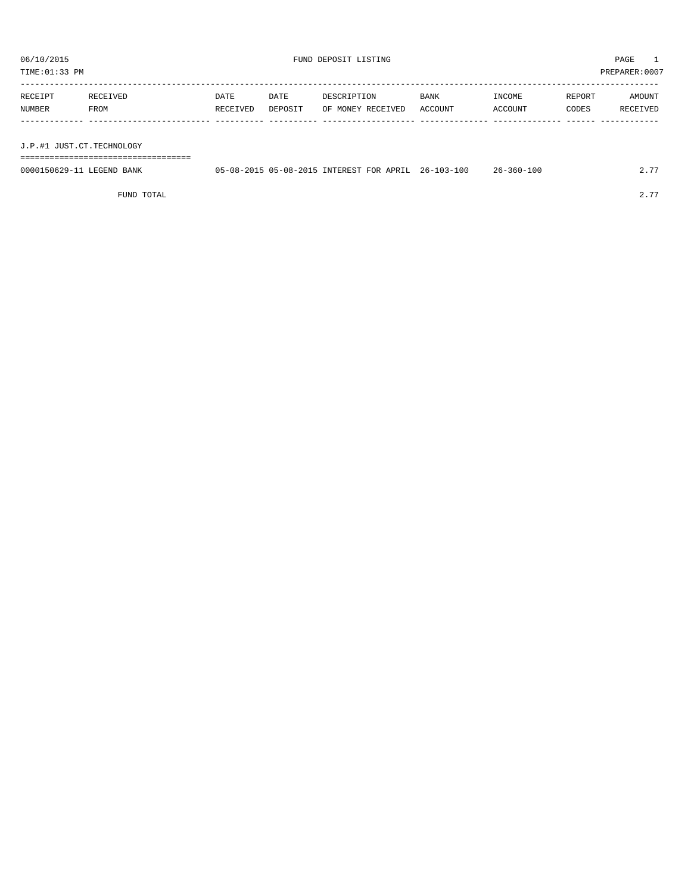06/10/2015 FUND DEPOSIT LISTING PAGE 1

TIME:01:33 PM PREPARER:0007

| RECEIPT NUMBER | RECEIVED FROM | DATE RECEIVED | DATE DEPOSIT | DESCRIPTION OF MONEY RECEIVED | BANK ACCOUNT | INCOME ACCOUNT | REPORT CODES | AMOUNT RECEIVED |
|---|---|---|---|---|---|---|---|---|
| J.P.#1 JUST.CT.TECHNOLOGY | | | | | | | | |
| 0000150629-11 | LEGEND BANK | 05-08-2015 | 05-08-2015 | INTEREST FOR APRIL | 26-103-100 | 26-360-100 | | 2.77 |
| | FUND TOTAL | | | | | | | 2.77 |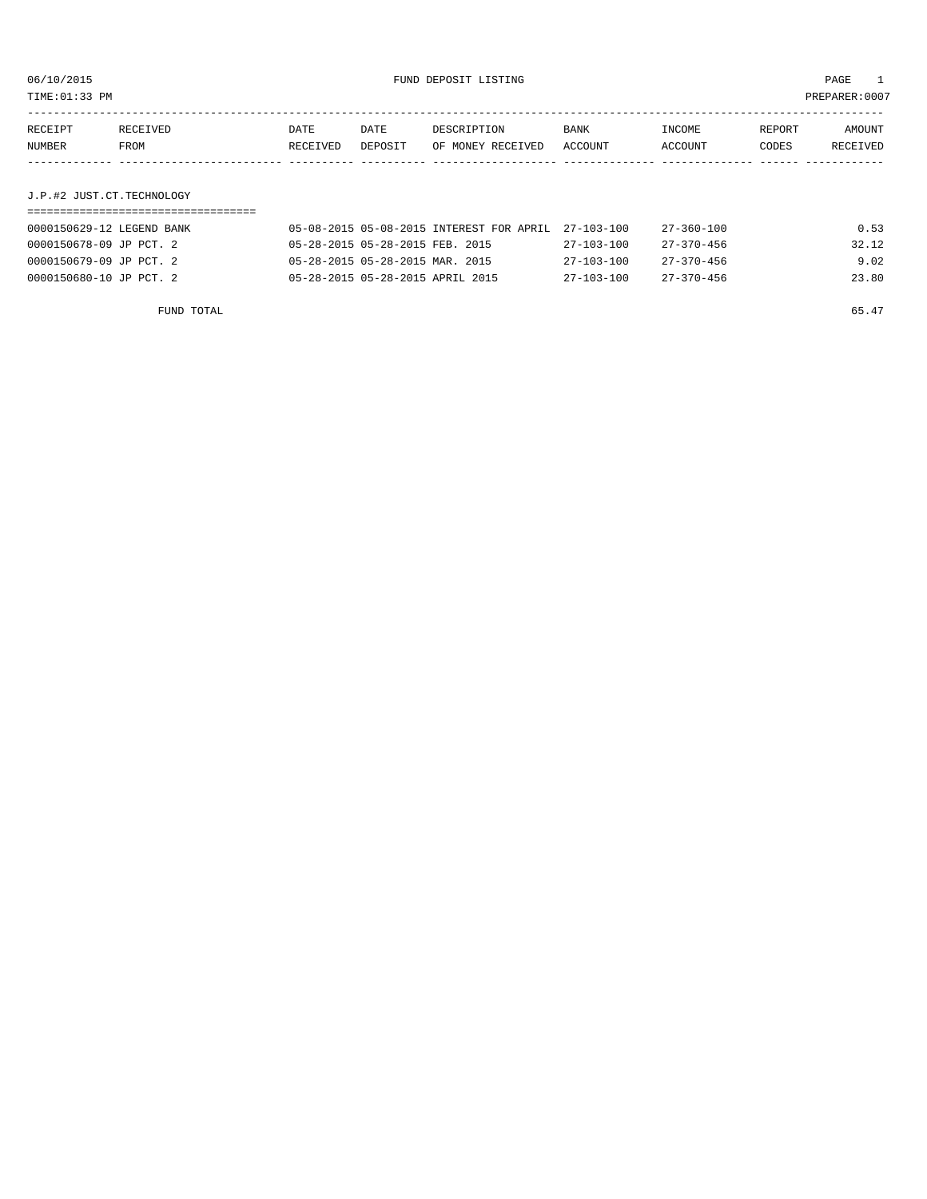06/10/2015 FUND DEPOSIT LISTING

TIME:01:33 PM PREPARER:0007

| RECEIPT NUMBER | RECEIVED FROM | DATE RECEIVED | DATE DEPOSIT | DESCRIPTION OF MONEY RECEIVED | BANK ACCOUNT | INCOME ACCOUNT | REPORT CODES | AMOUNT RECEIVED |
|---|---|---|---|---|---|---|---|---|

## J.P.#2 JUST.CT.TECHNOLOGY

| RECEIPT NUMBER | RECEIVED FROM | DATE RECEIVED | DATE DEPOSIT | DESCRIPTION OF MONEY RECEIVED | BANK ACCOUNT | INCOME ACCOUNT | REPORT CODES | AMOUNT RECEIVED |
|---|---|---|---|---|---|---|---|---|
| 0000150629-12 | LEGEND BANK | 05-08-2015 | 05-08-2015 | INTEREST FOR APRIL | 27-103-100 | 27-360-100 | | 0.53 |
| 0000150678-09 | JP PCT. 2 | 05-28-2015 | 05-28-2015 | FEB. 2015 | 27-103-100 | 27-370-456 | | 32.12 |
| 0000150679-09 | JP PCT. 2 | 05-28-2015 | 05-28-2015 | MAR. 2015 | 27-103-100 | 27-370-456 | | 9.02 |
| 0000150680-10 | JP PCT. 2 | 05-28-2015 | 05-28-2015 | APRIL 2015 | 27-103-100 | 27-370-456 | | 23.80 |

FUND TOTAL 65.47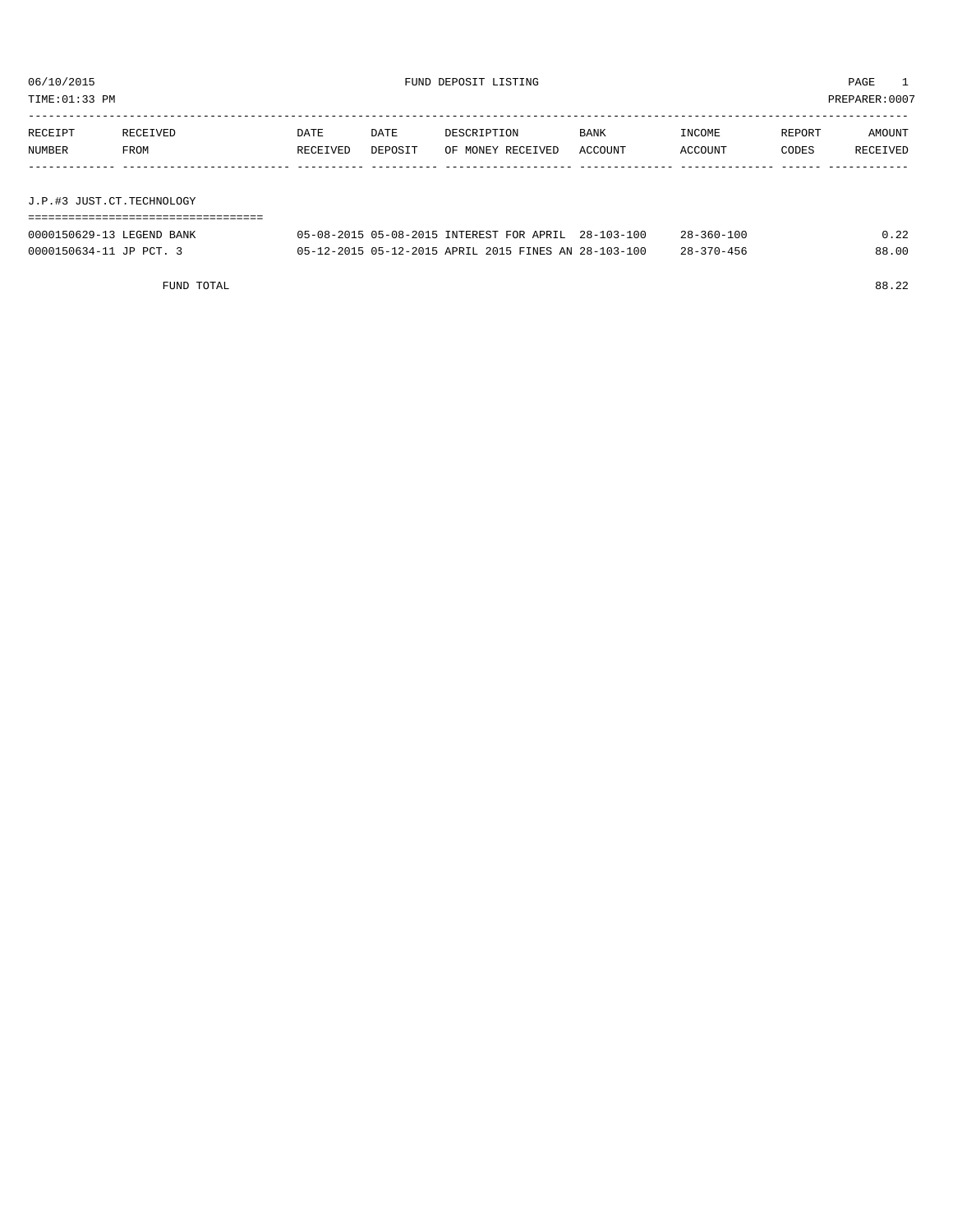06/10/2015 FUND DEPOSIT LISTING PAGE 1

TIME:01:33 PM PREPARER:0007

| RECEIPT NUMBER | RECEIVED FROM | DATE RECEIVED | DATE DEPOSIT | DESCRIPTION OF MONEY RECEIVED | BANK ACCOUNT | INCOME ACCOUNT | REPORT CODES | AMOUNT RECEIVED |
|---|---|---|---|---|---|---|---|---|

## J.P.#3 JUST.CT.TECHNOLOGY

| RECEIPT NUMBER | RECEIVED FROM | DATE RECEIVED | DATE DEPOSIT | DESCRIPTION OF MONEY RECEIVED | BANK ACCOUNT | INCOME ACCOUNT | REPORT CODES | AMOUNT RECEIVED |
|---|---|---|---|---|---|---|---|---|
| 0000150629-13 | LEGEND BANK | 05-08-2015 | 05-08-2015 | INTEREST FOR APRIL | 28-103-100 | 28-360-100 | | 0.22 |
| 0000150634-11 | JP PCT. 3 | 05-12-2015 | 05-12-2015 | APRIL 2015 FINES AN | 28-103-100 | 28-370-456 | | 88.00 |
| | FUND TOTAL | | | | | | | 88.22 |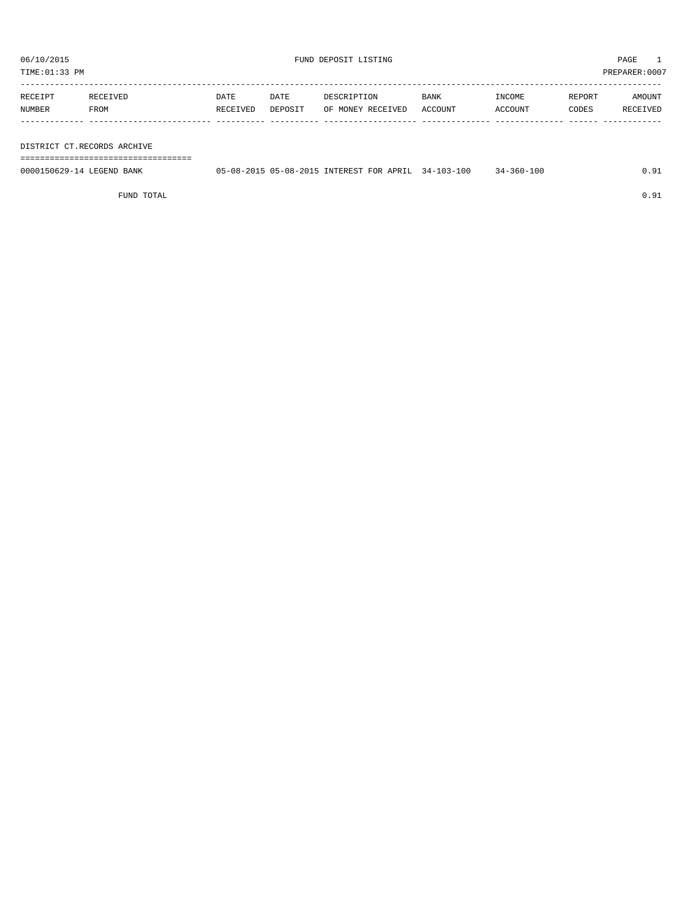06/10/2015 FUND DEPOSIT LISTING PAGE 1
TIME:01:33 PM PREPARER:0007

| RECEIPT NUMBER | RECEIVED FROM | DATE RECEIVED | DATE DEPOSIT | DESCRIPTION OF MONEY RECEIVED | BANK ACCOUNT | INCOME ACCOUNT | REPORT CODES | AMOUNT RECEIVED |
|---|---|---|---|---|---|---|---|---|
| **DISTRICT CT.RECORDS ARCHIVE** | | | | | | | | |
| 0000150629-14 | LEGEND BANK | 05-08-2015 | 05-08-2015 | INTEREST FOR APRIL | 34-103-100 | 34-360-100 | | 0.91 |
| | FUND TOTAL | | | | | | | 0.91 |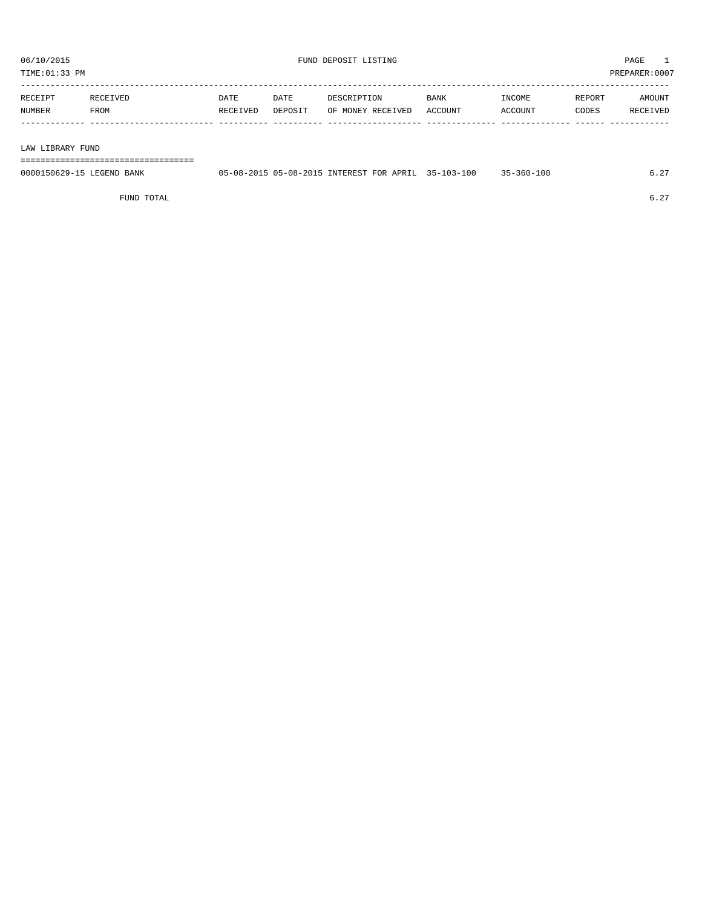06/10/2015 FUND DEPOSIT LISTING PAGE 1

TIME:01:33 PM PREPARER:0007

| RECEIPT NUMBER | RECEIVED FROM | DATE RECEIVED | DATE DEPOSIT | DESCRIPTION OF MONEY RECEIVED | BANK ACCOUNT | INCOME ACCOUNT | REPORT CODES | AMOUNT RECEIVED |
|---|---|---|---|---|---|---|---|---|
| **LAW LIBRARY FUND** | | | | | | | | |
| 0000150629-15 | LEGEND BANK | 05-08-2015 | 05-08-2015 | INTEREST FOR APRIL | 35-103-100 | 35-360-100 | | 6.27 |
| | FUND TOTAL | | | | | | | 6.27 |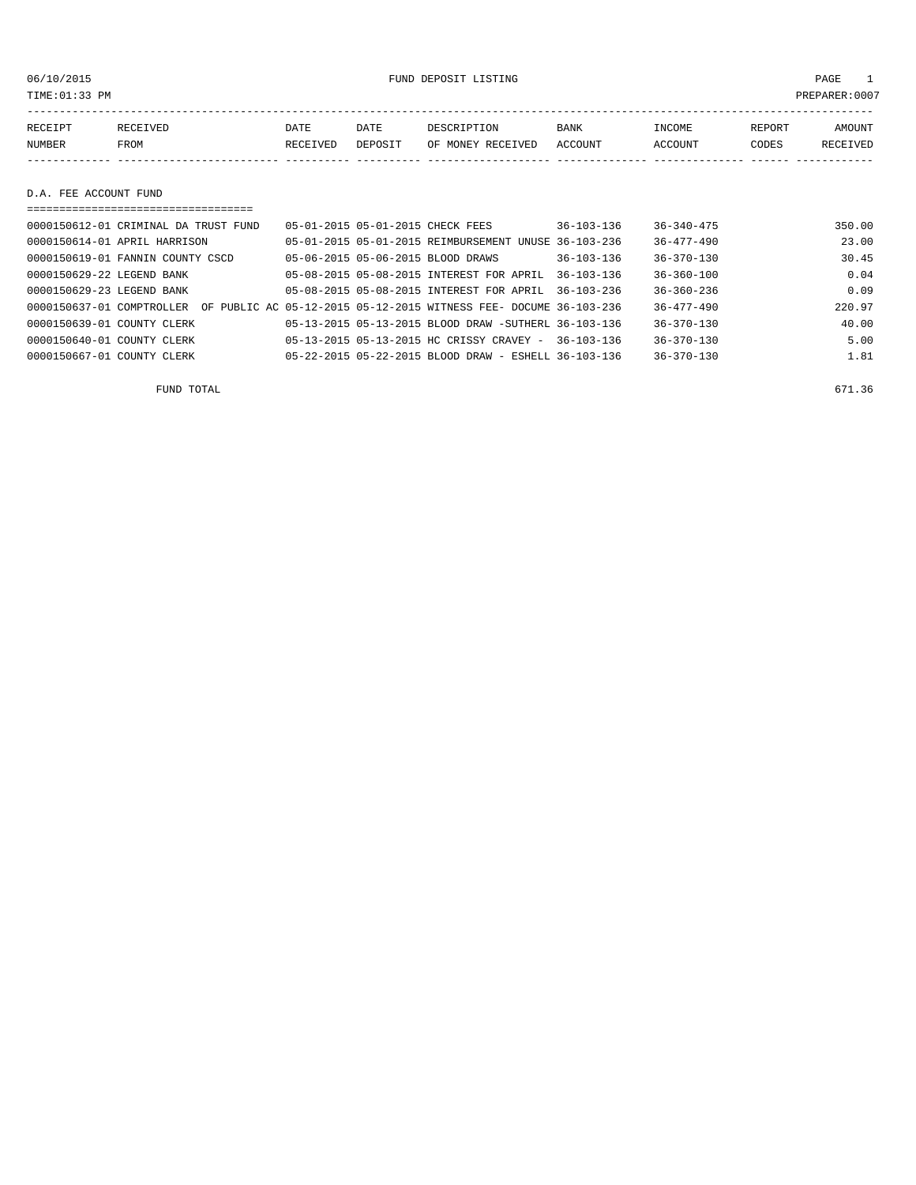06/10/2015 FUND DEPOSIT LISTING

TIME:01:33 PM PREPARER:0007

| RECEIPT NUMBER | RECEIVED FROM | DATE RECEIVED | DATE DEPOSIT | DESCRIPTION OF MONEY RECEIVED | BANK ACCOUNT | INCOME ACCOUNT | REPORT CODES | AMOUNT RECEIVED |
|---|---|---|---|---|---|---|---|---|

## D.A. FEE ACCOUNT FUND

| RECEIPT NUMBER | RECEIVED FROM | DATE RECEIVED | DATE DEPOSIT | DESCRIPTION OF MONEY RECEIVED | BANK ACCOUNT | INCOME ACCOUNT | REPORT CODES | AMOUNT RECEIVED |
|---|---|---|---|---|---|---|---|---|
| 0000150612-01 | CRIMINAL DA TRUST FUND | 05-01-2015 | 05-01-2015 | CHECK FEES | 36-103-136 | 36-340-475 | | 350.00 |
| 0000150614-01 | APRIL HARRISON | 05-01-2015 | 05-01-2015 | REIMBURSEMENT UNUSE | 36-103-236 | 36-477-490 | | 23.00 |
| 0000150619-01 | FANNIN COUNTY CSCD | 05-06-2015 | 05-06-2015 | BLOOD DRAWS | 36-103-136 | 36-370-130 | | 30.45 |
| 0000150629-22 | LEGEND BANK | 05-08-2015 | 05-08-2015 | INTEREST FOR APRIL | 36-103-136 | 36-360-100 | | 0.04 |
| 0000150629-23 | LEGEND BANK | 05-08-2015 | 05-08-2015 | INTEREST FOR APRIL | 36-103-236 | 36-360-236 | | 0.09 |
| 0000150637-01 | COMPTROLLER OF PUBLIC AC | 05-12-2015 | 05-12-2015 | WITNESS FEE- DOCUME | 36-103-236 | 36-477-490 | | 220.97 |
| 0000150639-01 | COUNTY CLERK | 05-13-2015 | 05-13-2015 | BLOOD DRAW -SUTHERL | 36-103-136 | 36-370-130 | | 40.00 |
| 0000150640-01 | COUNTY CLERK | 05-13-2015 | 05-13-2015 | HC CRISSY CRAVEY - | 36-103-136 | 36-370-130 | | 5.00 |
| 0000150667-01 | COUNTY CLERK | 05-22-2015 | 05-22-2015 | BLOOD DRAW - ESHELL | 36-103-136 | 36-370-130 | | 1.81 |

FUND TOTAL 671.36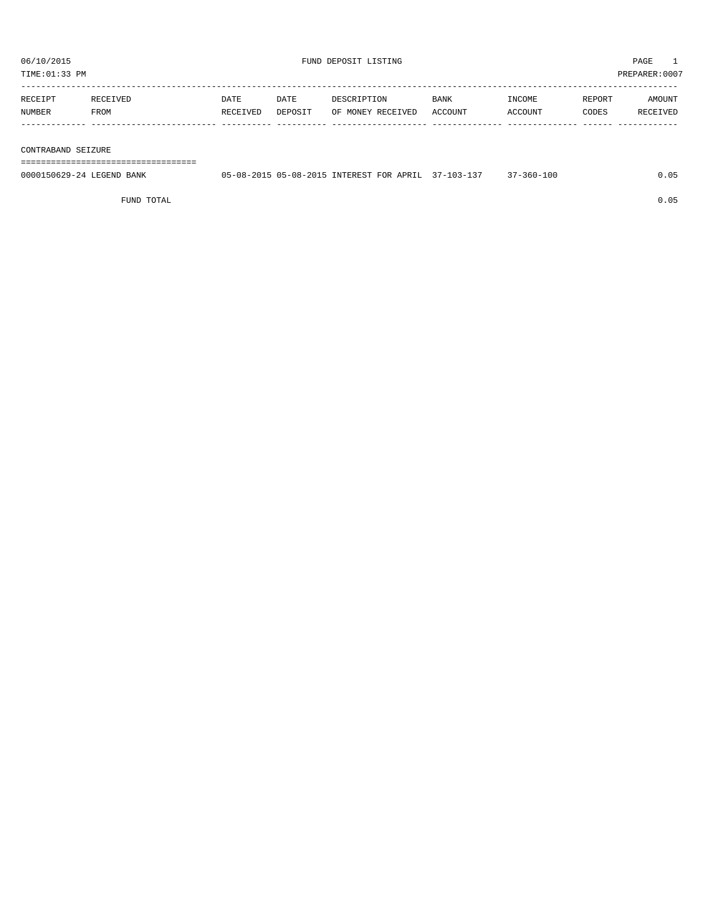06/10/2015 FUND DEPOSIT LISTING PAGE 1

TIME:01:33 PM PREPARER:0007

| RECEIPT NUMBER | RECEIVED FROM | DATE RECEIVED | DATE DEPOSIT | DESCRIPTION OF MONEY RECEIVED | BANK ACCOUNT | INCOME ACCOUNT | REPORT CODES | AMOUNT RECEIVED |
|---|---|---|---|---|---|---|---|---|
| CONTRABAND SEIZURE | | | | | | | | |
| 0000150629-24 | LEGEND BANK | 05-08-2015 | 05-08-2015 | INTEREST FOR APRIL | 37-103-137 | 37-360-100 | | 0.05 |
| | FUND TOTAL | | | | | | | 0.05 |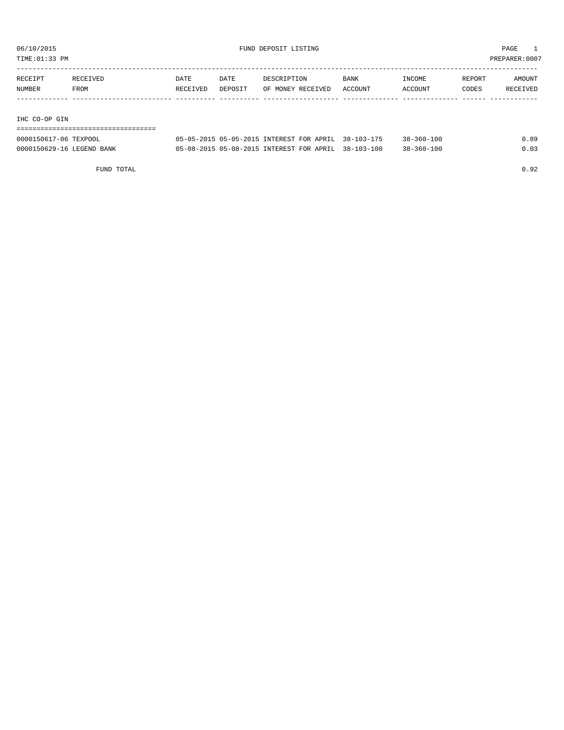06/10/2015 FUND DEPOSIT LISTING

TIME:01:33 PM PREPARER:0007

| RECEIPT NUMBER | RECEIVED FROM | DATE RECEIVED | DATE DEPOSIT | DESCRIPTION OF MONEY RECEIVED | BANK ACCOUNT | INCOME ACCOUNT | REPORT CODES | AMOUNT RECEIVED |
|---|---|---|---|---|---|---|---|---|

## IHC CO-OP GIN

| RECEIPT NUMBER | RECEIVED FROM | DATE RECEIVED | DATE DEPOSIT | DESCRIPTION OF MONEY RECEIVED | BANK ACCOUNT | INCOME ACCOUNT | REPORT CODES | AMOUNT RECEIVED |
|---|---|---|---|---|---|---|---|---|
| 0000150617-06 | TEXPOOL | 05-05-2015 | 05-05-2015 | INTEREST FOR APRIL | 38-103-175 | 38-360-100 | | 0.89 |
| 0000150629-16 | LEGEND BANK | 05-08-2015 | 05-08-2015 | INTEREST FOR APRIL | 38-103-100 | 38-360-100 | | 0.03 |
| | FUND TOTAL | | | | | | | 0.92 |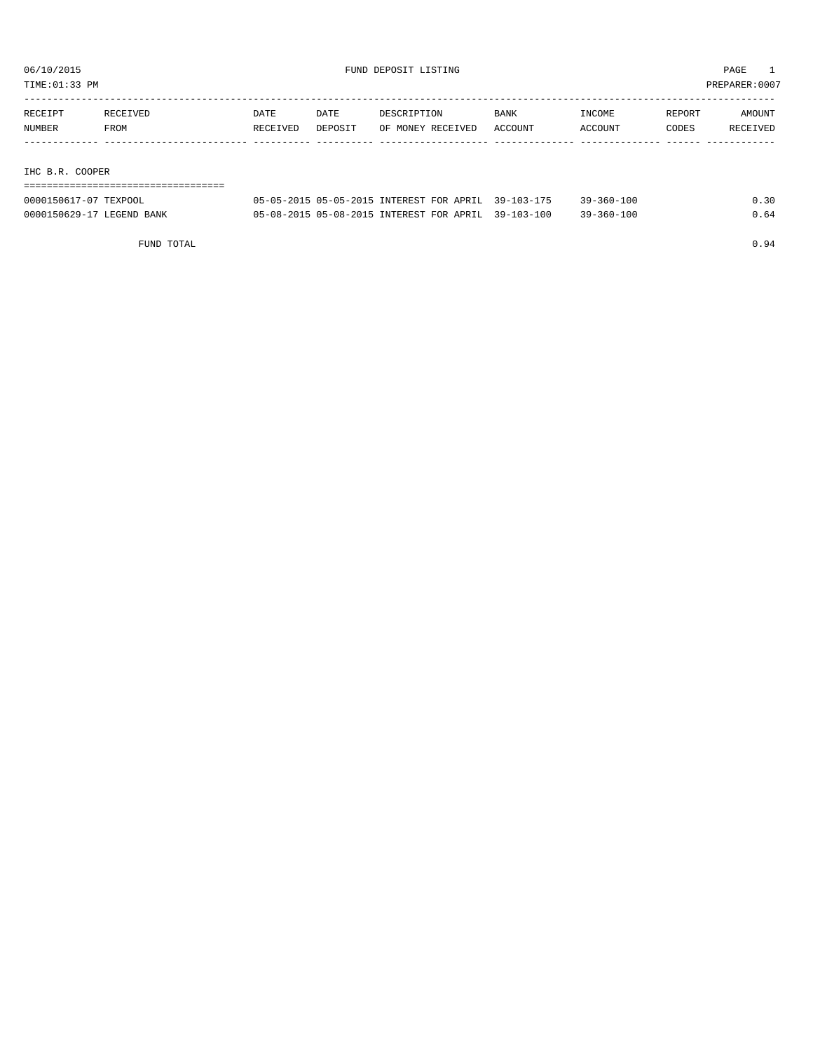06/10/2015 FUND DEPOSIT LISTING PAGE 1

TIME:01:33 PM PREPARER:0007

| RECEIPT NUMBER | RECEIVED FROM | DATE RECEIVED | DATE DEPOSIT | DESCRIPTION OF MONEY RECEIVED | BANK ACCOUNT | INCOME ACCOUNT | REPORT CODES | AMOUNT RECEIVED |
|---|---|---|---|---|---|---|---|---|
| **IHC B.R. COOPER** | | | | | | | | |
| 0000150617-07 | TEXPOOL | 05-05-2015 | 05-05-2015 | INTEREST FOR APRIL | 39-103-175 | 39-360-100 | | 0.30 |
| 0000150629-17 | LEGEND BANK | 05-08-2015 | 05-08-2015 | INTEREST FOR APRIL | 39-103-100 | 39-360-100 | | 0.64 |
| | FUND TOTAL | | | | | | | 0.94 |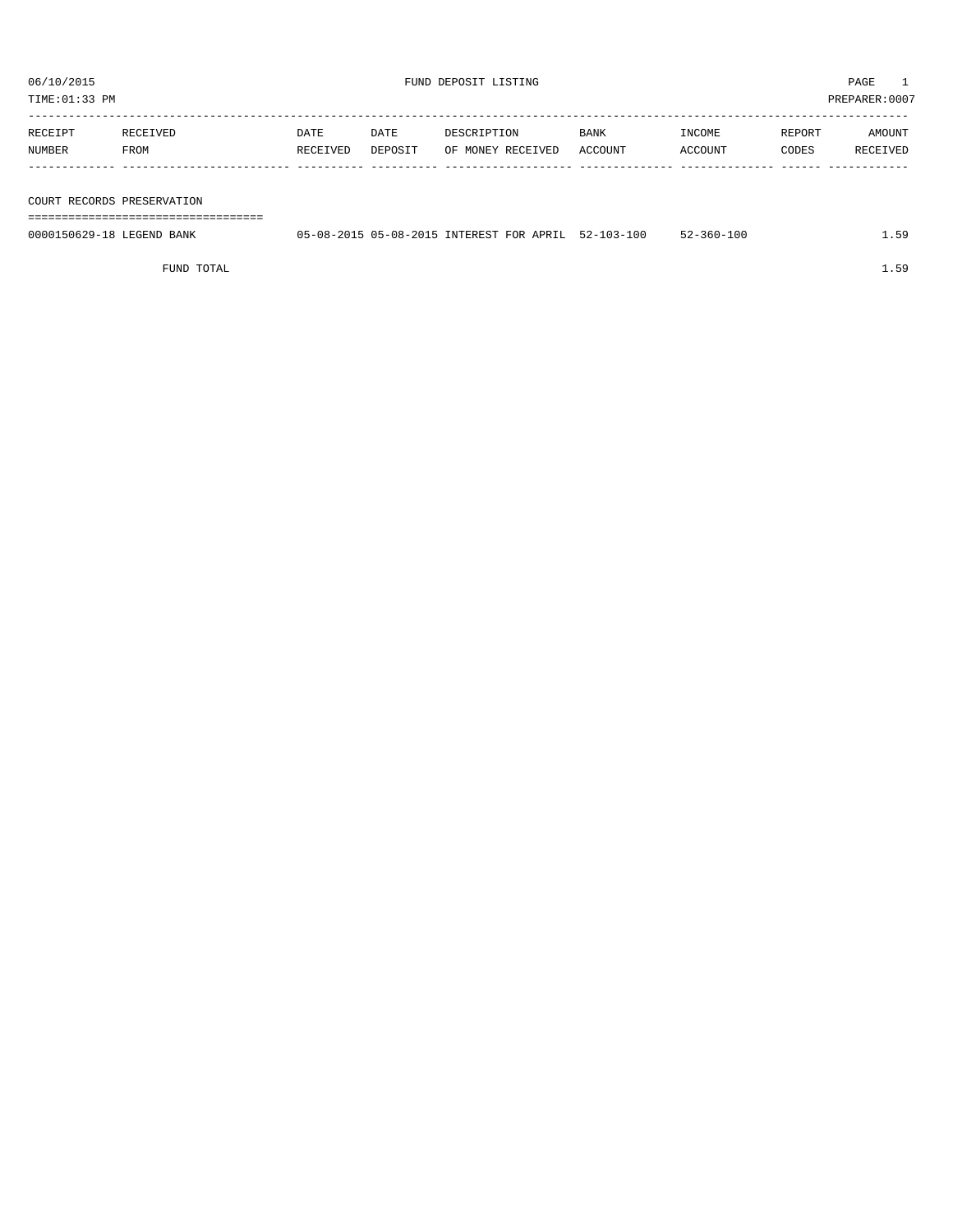06/10/2015 FUND DEPOSIT LISTING

TIME:01:33 PM PREPARER:0007

| RECEIPT NUMBER | RECEIVED FROM | DATE RECEIVED | DATE DEPOSIT | DESCRIPTION OF MONEY RECEIVED | BANK ACCOUNT | INCOME ACCOUNT | REPORT CODES | AMOUNT RECEIVED |
|---|---|---|---|---|---|---|---|---|
| **COURT RECORDS PRESERVATION** | | | | | | | | |
| 0000150629-18 | LEGEND BANK | 05-08-2015 | 05-08-2015 | INTEREST FOR APRIL | 52-103-100 | 52-360-100 | | 1.59 |
| | FUND TOTAL | | | | | | | 1.59 |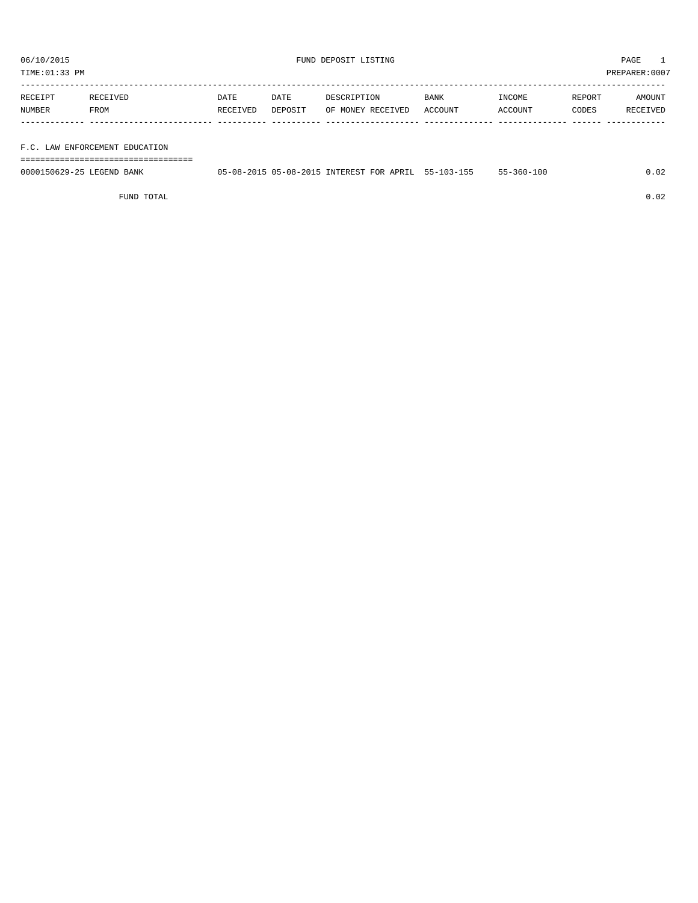06/10/2015 FUND DEPOSIT LISTING PAGE 1

TIME:01:33 PM PREPARER:0007

| RECEIPT NUMBER | RECEIVED FROM | DATE RECEIVED | DATE DEPOSIT | DESCRIPTION OF MONEY RECEIVED | BANK ACCOUNT | INCOME ACCOUNT | REPORT CODES | AMOUNT RECEIVED |
|---|---|---|---|---|---|---|---|---|
| **F.C. LAW ENFORCEMENT EDUCATION** | | | | | | | | |
| 0000150629-25 | LEGEND BANK | 05-08-2015 | 05-08-2015 | INTEREST FOR APRIL | 55-103-155 | 55-360-100 | | 0.02 |
| | FUND TOTAL | | | | | | | 0.02 |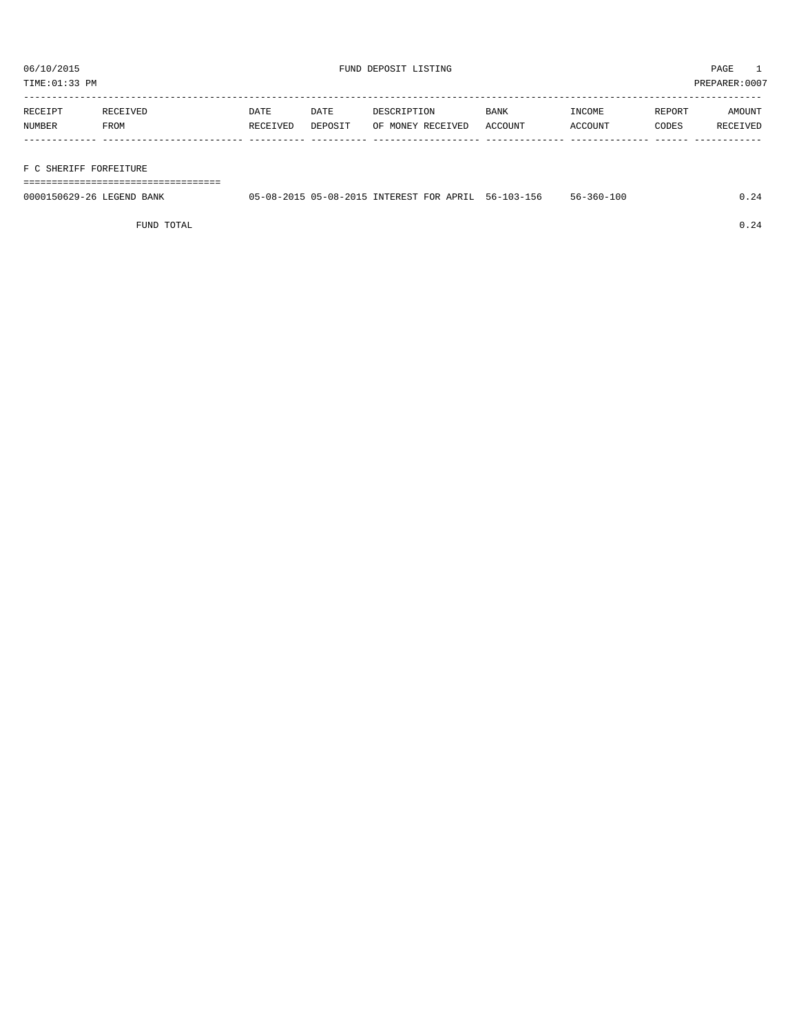06/10/2015 FUND DEPOSIT LISTING

TIME:01:33 PM PREPARER:0007

| RECEIPT NUMBER | RECEIVED FROM | DATE RECEIVED | DATE DEPOSIT | DESCRIPTION OF MONEY RECEIVED | BANK ACCOUNT | INCOME ACCOUNT | REPORT CODES | AMOUNT RECEIVED |
|---|---|---|---|---|---|---|---|---|
| **F C SHERIFF FORFEITURE** | | | | | | | | |
| 0000150629-26 | LEGEND BANK | 05-08-2015 | 05-08-2015 | INTEREST FOR APRIL | 56-103-156 | 56-360-100 | | 0.24 |
| | FUND TOTAL | | | | | | | 0.24 |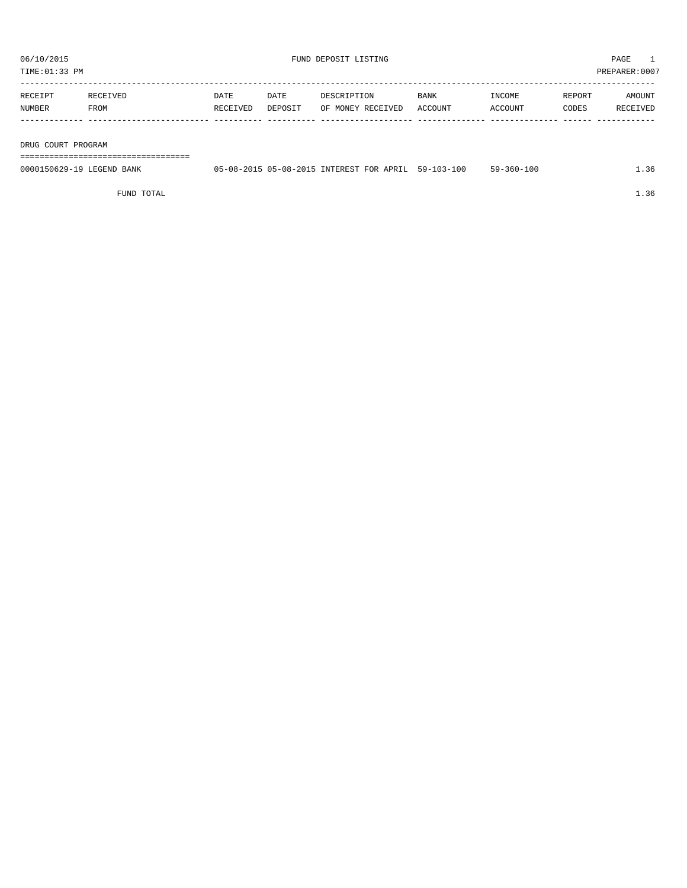FUND DEPOSIT LISTING

06/10/2015
TIME:01:33 PM
PREPARER:0007

| RECEIPT NUMBER | RECEIVED FROM | DATE RECEIVED | DATE DEPOSIT | DESCRIPTION OF MONEY RECEIVED | BANK ACCOUNT | INCOME ACCOUNT | REPORT CODES | AMOUNT RECEIVED |
|---|---|---|---|---|---|---|---|---|
| **DRUG COURT PROGRAM** | | | | | | | | |
| 0000150629-19 | LEGEND BANK | 05-08-2015 | 05-08-2015 | INTEREST FOR APRIL | 59-103-100 | 59-360-100 | | 1.36 |
| | FUND TOTAL | | | | | | | 1.36 |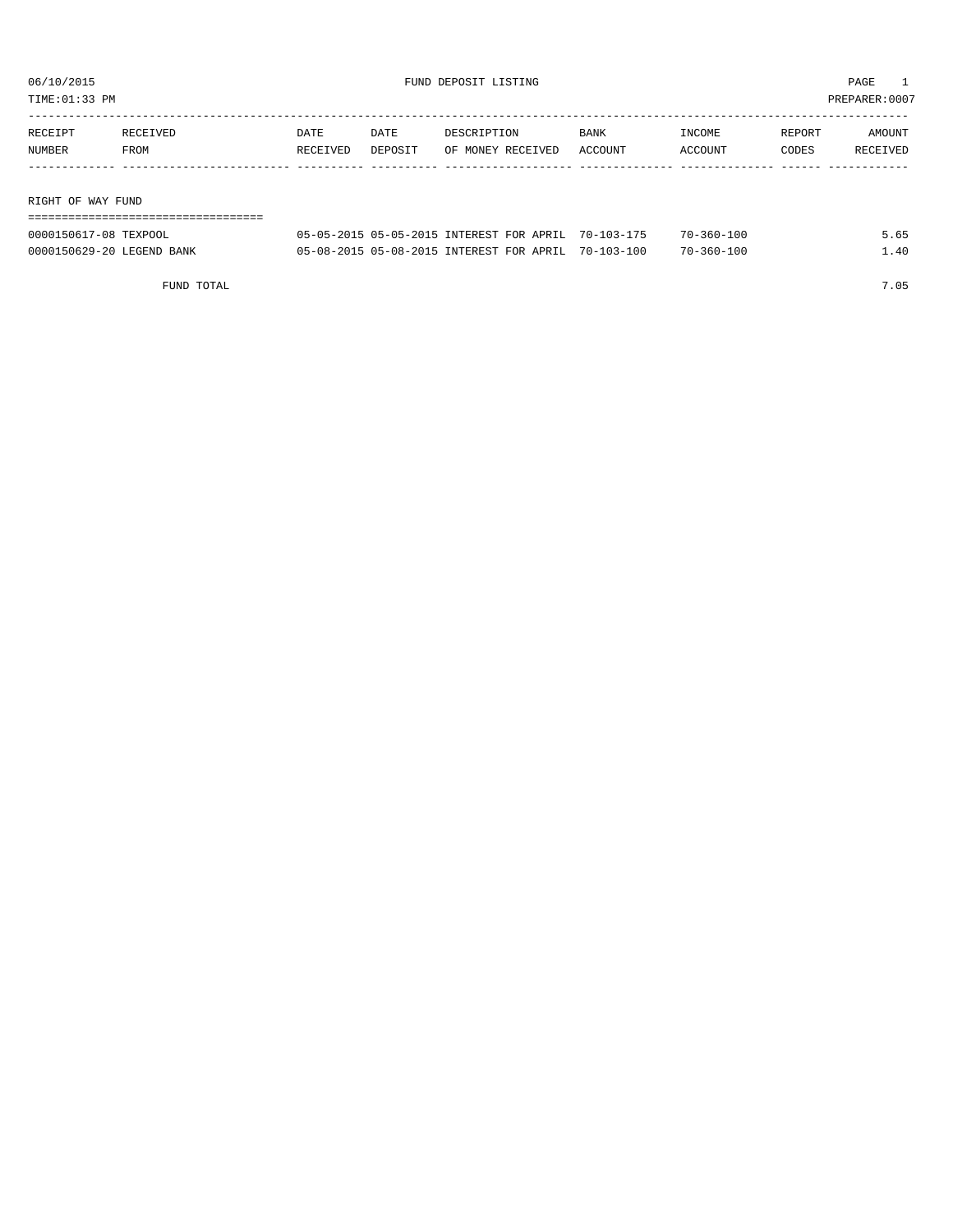06/10/2015 FUND DEPOSIT LISTING PAGE 1

TIME:01:33 PM PREPARER:0007

| RECEIPT NUMBER | RECEIVED FROM | DATE RECEIVED | DATE DEPOSIT | DESCRIPTION OF MONEY RECEIVED | BANK ACCOUNT | INCOME ACCOUNT | REPORT CODES | AMOUNT RECEIVED |
|---|---|---|---|---|---|---|---|---|
| **RIGHT OF WAY FUND** | | | | | | | | |
| 0000150617-08 | TEXPOOL | 05-05-2015 | 05-05-2015 | INTEREST FOR APRIL | 70-103-175 | 70-360-100 | | 5.65 |
| 0000150629-20 | LEGEND BANK | 05-08-2015 | 05-08-2015 | INTEREST FOR APRIL | 70-103-100 | 70-360-100 | | 1.40 |
| | FUND TOTAL | | | | | | | 7.05 |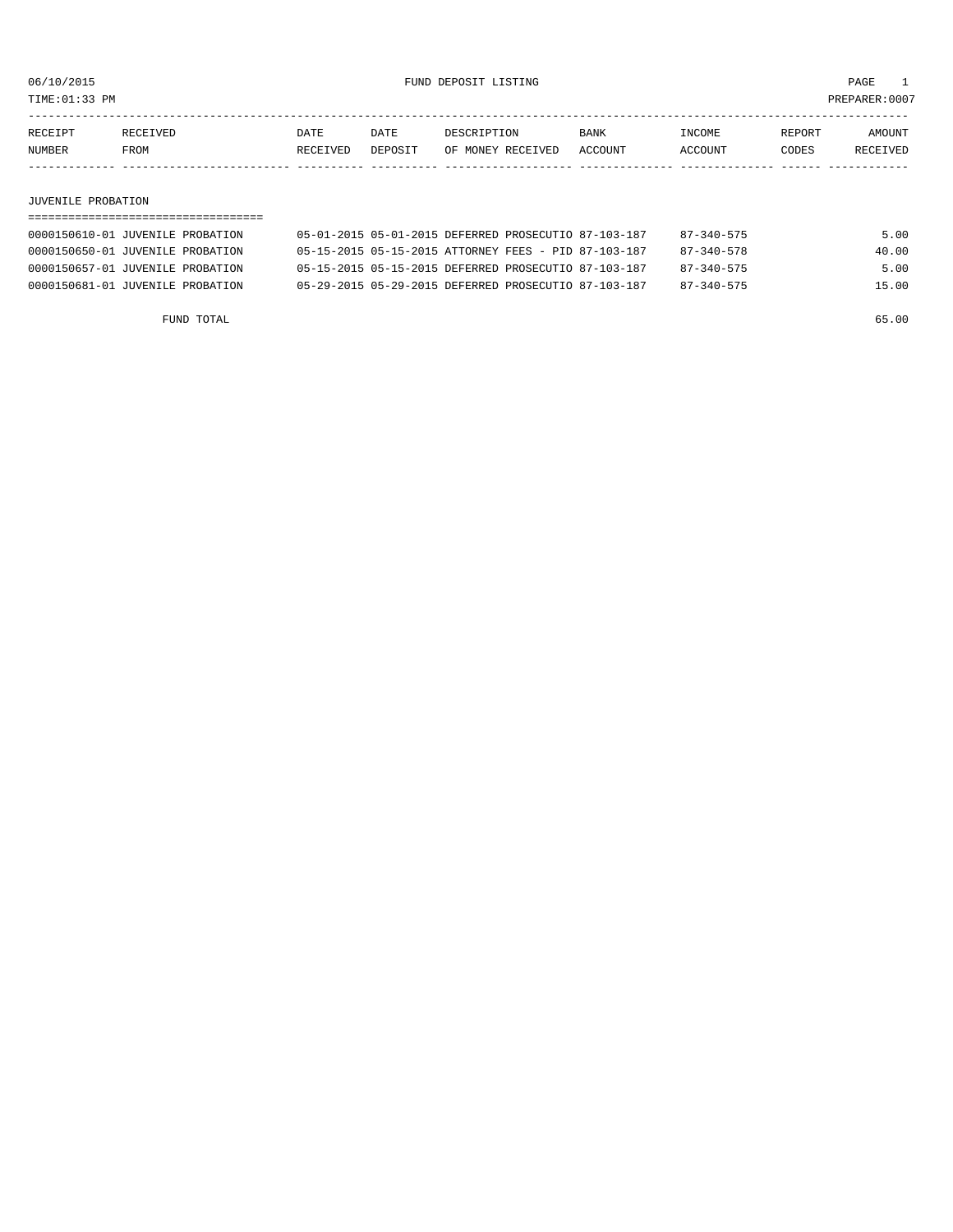06/10/2015 FUND DEPOSIT LISTING PAGE 1

TIME:01:33 PM PREPARER:0007

| RECEIPT NUMBER | RECEIVED FROM | DATE RECEIVED | DATE DEPOSIT | DESCRIPTION OF MONEY RECEIVED | BANK ACCOUNT | INCOME ACCOUNT | REPORT CODES | AMOUNT RECEIVED |
|---|---|---|---|---|---|---|---|---|
| **JUVENILE PROBATION** | | | | | | | | |
| 0000150610-01 | JUVENILE PROBATION | 05-01-2015 | 05-01-2015 | DEFERRED PROSECUTIO | 87-103-187 | 87-340-575 | | 5.00 |
| 0000150650-01 | JUVENILE PROBATION | 05-15-2015 | 05-15-2015 | ATTORNEY FEES - PID | 87-103-187 | 87-340-578 | | 40.00 |
| 0000150657-01 | JUVENILE PROBATION | 05-15-2015 | 05-15-2015 | DEFERRED PROSECUTIO | 87-103-187 | 87-340-575 | | 5.00 |
| 0000150681-01 | JUVENILE PROBATION | 05-29-2015 | 05-29-2015 | DEFERRED PROSECUTIO | 87-103-187 | 87-340-575 | | 15.00 |
| | FUND TOTAL | | | | | | | 65.00 |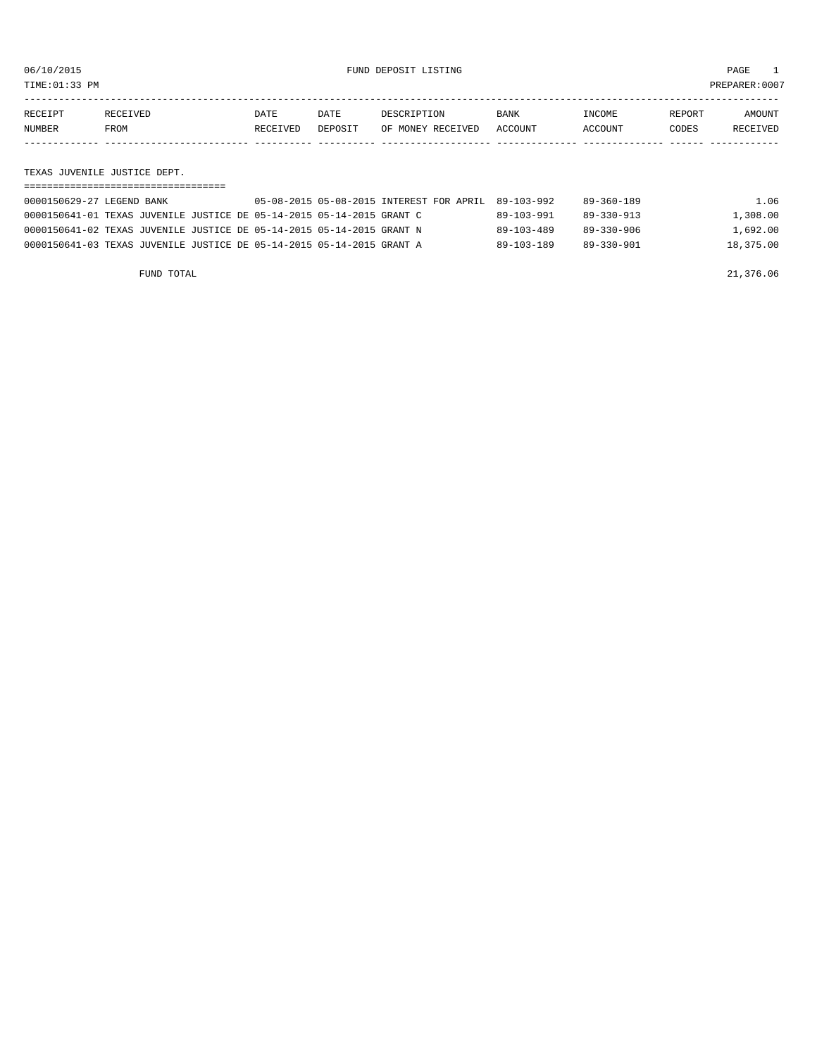06/10/2015 FUND DEPOSIT LISTING PAGE 1

TIME:01:33 PM PREPARER:0007

| RECEIPT NUMBER | RECEIVED FROM | DATE RECEIVED | DATE DEPOSIT | DESCRIPTION OF MONEY RECEIVED | BANK ACCOUNT | INCOME ACCOUNT | REPORT CODES | AMOUNT RECEIVED |
|---|---|---|---|---|---|---|---|---|

## TEXAS JUVENILE JUSTICE DEPT.

| RECEIPT NUMBER | RECEIVED FROM | DATE RECEIVED | DATE DEPOSIT | DESCRIPTION OF MONEY RECEIVED | BANK ACCOUNT | INCOME ACCOUNT | REPORT CODES | AMOUNT RECEIVED |
|---|---|---|---|---|---|---|---|---|
| 0000150629-27 | LEGEND BANK | 05-08-2015 | 05-08-2015 | INTEREST FOR APRIL | 89-103-992 | 89-360-189 | | 1.06 |
| 0000150641-01 | TEXAS JUVENILE JUSTICE DE | 05-14-2015 | 05-14-2015 | GRANT C | 89-103-991 | 89-330-913 | | 1,308.00 |
| 0000150641-02 | TEXAS JUVENILE JUSTICE DE | 05-14-2015 | 05-14-2015 | GRANT N | 89-103-489 | 89-330-906 | | 1,692.00 |
| 0000150641-03 | TEXAS JUVENILE JUSTICE DE | 05-14-2015 | 05-14-2015 | GRANT A | 89-103-189 | 89-330-901 | | 18,375.00 |

FUND TOTAL 21,376.06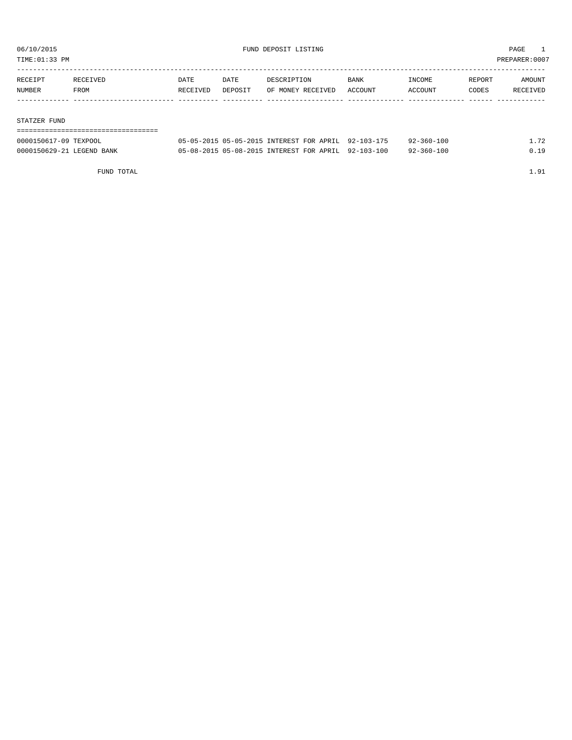06/10/2015 FUND DEPOSIT LISTING PAGE 1

TIME:01:33 PM PREPARER:0007

| RECEIPT NUMBER | RECEIVED FROM | DATE RECEIVED | DATE DEPOSIT | DESCRIPTION OF MONEY RECEIVED | BANK ACCOUNT | INCOME ACCOUNT | REPORT CODES | AMOUNT RECEIVED |
|---|---|---|---|---|---|---|---|---|
| **STATZER FUND** | | | | | | | | |
| 0000150617-09 | TEXPOOL | 05-05-2015 | 05-05-2015 | INTEREST FOR APRIL | 92-103-175 | 92-360-100 | | 1.72 |
| 0000150629-21 | LEGEND BANK | 05-08-2015 | 05-08-2015 | INTEREST FOR APRIL | 92-103-100 | 92-360-100 | | 0.19 |
| | FUND TOTAL | | | | | | | 1.91 |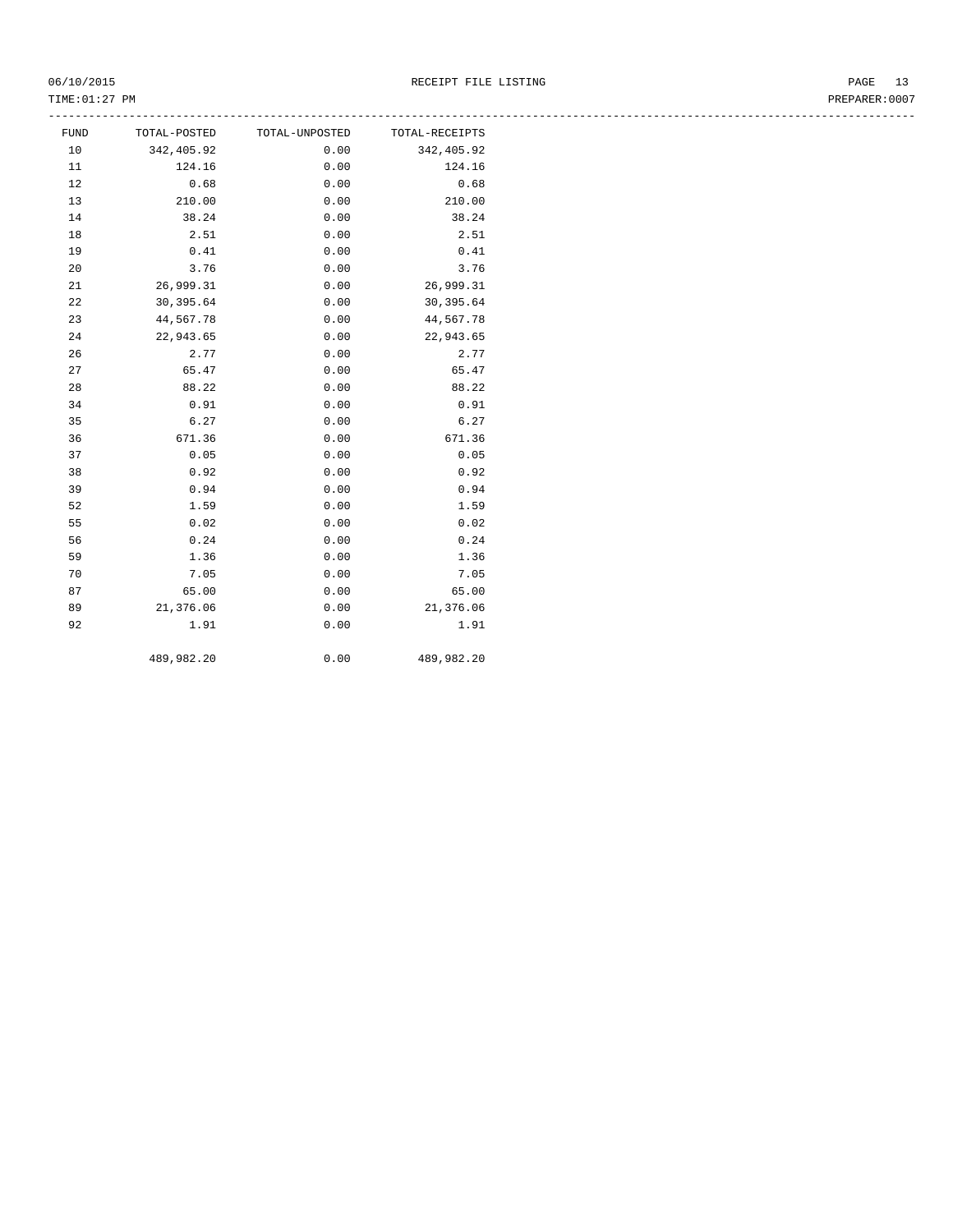06/10/2015 RECEIPT FILE LISTING

TIME:01:27 PM PREPARER:0007

| FUND | TOTAL-POSTED | TOTAL-UNPOSTED | TOTAL-RECEIPTS |
|---|---|---|---|
| 10 | 342,405.92 | 0.00 | 342,405.92 |
| 11 | 124.16 | 0.00 | 124.16 |
| 12 | 0.68 | 0.00 | 0.68 |
| 13 | 210.00 | 0.00 | 210.00 |
| 14 | 38.24 | 0.00 | 38.24 |
| 18 | 2.51 | 0.00 | 2.51 |
| 19 | 0.41 | 0.00 | 0.41 |
| 20 | 3.76 | 0.00 | 3.76 |
| 21 | 26,999.31 | 0.00 | 26,999.31 |
| 22 | 30,395.64 | 0.00 | 30,395.64 |
| 23 | 44,567.78 | 0.00 | 44,567.78 |
| 24 | 22,943.65 | 0.00 | 22,943.65 |
| 26 | 2.77 | 0.00 | 2.77 |
| 27 | 65.47 | 0.00 | 65.47 |
| 28 | 88.22 | 0.00 | 88.22 |
| 34 | 0.91 | 0.00 | 0.91 |
| 35 | 6.27 | 0.00 | 6.27 |
| 36 | 671.36 | 0.00 | 671.36 |
| 37 | 0.05 | 0.00 | 0.05 |
| 38 | 0.92 | 0.00 | 0.92 |
| 39 | 0.94 | 0.00 | 0.94 |
| 52 | 1.59 | 0.00 | 1.59 |
| 55 | 0.02 | 0.00 | 0.02 |
| 56 | 0.24 | 0.00 | 0.24 |
| 59 | 1.36 | 0.00 | 1.36 |
| 70 | 7.05 | 0.00 | 7.05 |
| 87 | 65.00 | 0.00 | 65.00 |
| 89 | 21,376.06 | 0.00 | 21,376.06 |
| 92 | 1.91 | 0.00 | 1.91 |
| | 489,982.20 | 0.00 | 489,982.20 |